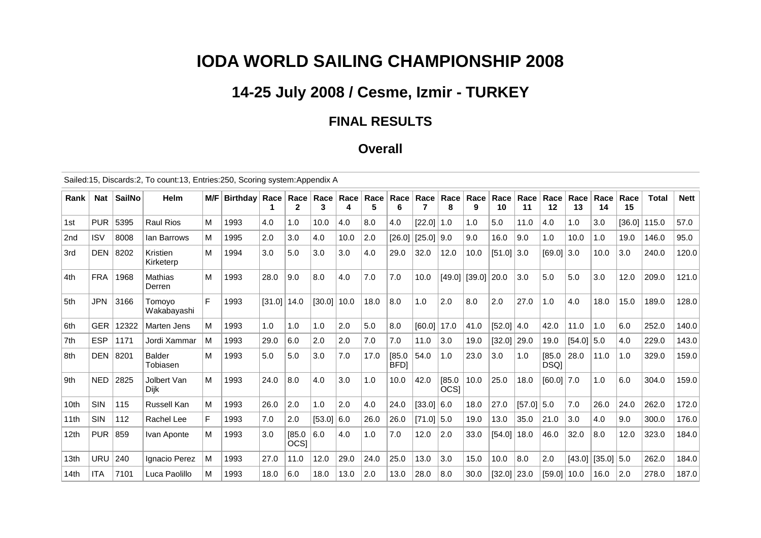# IODA WORLD SAILING CHAMPIONSHIP 2008

## 14-25 July 2008 / Cesme, Izmir - TURKEY

### FINAL RESULTS

### Overall

Sailed:15, Discards:2, To count:13, Entries:250, Scoring system:Appendix A

| Rank | Nat | SailNo | Helm | M/F | Birthday | Race 1 | Race 2 | Race 3 | Race 4 | Race 5 | Race 6 | Race 7 | Race 8 | Race 9 | Race 10 | Race 11 | Race 12 | Race 13 | Race 14 | Race 15 | Total | Nett |
|---|---|---|---|---|---|---|---|---|---|---|---|---|---|---|---|---|---|---|---|---|---|---|
| 1st | PUR | 5395 | Raul Rios | M | 1993 | 4.0 | 1.0 | 10.0 | 4.0 | 8.0 | 4.0 | [22.0] | 1.0 | 1.0 | 5.0 | 11.0 | 4.0 | 1.0 | 3.0 | [36.0] | 115.0 | 57.0 |
| 2nd | ISV | 8008 | Ian Barrows | M | 1995 | 2.0 | 3.0 | 4.0 | 10.0 | 2.0 | [26.0] | [25.0] | 9.0 | 9.0 | 16.0 | 9.0 | 1.0 | 10.0 | 1.0 | 19.0 | 146.0 | 95.0 |
| 3rd | DEN | 8202 | Kristien Kirketerp | M | 1994 | 3.0 | 5.0 | 3.0 | 3.0 | 4.0 | 29.0 | 32.0 | 12.0 | 10.0 | [51.0] | 3.0 | [69.0] | 3.0 | 10.0 | 3.0 | 240.0 | 120.0 |
| 4th | FRA | 1968 | Mathias Derren | M | 1993 | 28.0 | 9.0 | 8.0 | 4.0 | 7.0 | 7.0 | 10.0 | [49.0] | [39.0] | 20.0 | 3.0 | 5.0 | 5.0 | 3.0 | 12.0 | 209.0 | 121.0 |
| 5th | JPN | 3166 | Tomoyo Wakabayashi | F | 1993 | [31.0] | 14.0 | [30.0] | 10.0 | 18.0 | 8.0 | 1.0 | 2.0 | 8.0 | 2.0 | 27.0 | 1.0 | 4.0 | 18.0 | 15.0 | 189.0 | 128.0 |
| 6th | GER | 12322 | Marten Jens | M | 1993 | 1.0 | 1.0 | 1.0 | 2.0 | 5.0 | 8.0 | [60.0] | 17.0 | 41.0 | [52.0] | 4.0 | 42.0 | 11.0 | 1.0 | 6.0 | 252.0 | 140.0 |
| 7th | ESP | 1171 | Jordi Xammar | M | 1993 | 29.0 | 6.0 | 2.0 | 2.0 | 7.0 | 7.0 | 11.0 | 3.0 | 19.0 | [32.0] | 29.0 | 19.0 | [54.0] | 5.0 | 4.0 | 229.0 | 143.0 |
| 8th | DEN | 8201 | Balder Tobiasen | M | 1993 | 5.0 | 5.0 | 3.0 | 7.0 | 17.0 | [85.0 BFD] | 54.0 | 1.0 | 23.0 | 3.0 | 1.0 | [85.0 DSQ] | 28.0 | 11.0 | 1.0 | 329.0 | 159.0 |
| 9th | NED | 2825 | Jolbert Van Dijk | M | 1993 | 24.0 | 8.0 | 4.0 | 3.0 | 1.0 | 10.0 | 42.0 | [85.0 OCS] | 10.0 | 25.0 | 18.0 | [60.0] | 7.0 | 1.0 | 6.0 | 304.0 | 159.0 |
| 10th | SIN | 115 | Russell Kan | M | 1993 | 26.0 | 2.0 | 1.0 | 2.0 | 4.0 | 24.0 | [33.0] | 6.0 | 18.0 | 27.0 | [57.0] | 5.0 | 7.0 | 26.0 | 24.0 | 262.0 | 172.0 |
| 11th | SIN | 112 | Rachel Lee | F | 1993 | 7.0 | 2.0 | [53.0] | 6.0 | 26.0 | 26.0 | [71.0] | 5.0 | 19.0 | 13.0 | 35.0 | 21.0 | 3.0 | 4.0 | 9.0 | 300.0 | 176.0 |
| 12th | PUR | 859 | Ivan Aponte | M | 1993 | 3.0 | [85.0 OCS] | 6.0 | 4.0 | 1.0 | 7.0 | 12.0 | 2.0 | 33.0 | [54.0] | 18.0 | 46.0 | 32.0 | 8.0 | 12.0 | 323.0 | 184.0 |
| 13th | URU | 240 | Ignacio Perez | M | 1993 | 27.0 | 11.0 | 12.0 | 29.0 | 24.0 | 25.0 | 13.0 | 3.0 | 15.0 | 10.0 | 8.0 | 2.0 | [43.0] | [35.0] | 5.0 | 262.0 | 184.0 |
| 14th | ITA | 7101 | Luca Paolillo | M | 1993 | 18.0 | 6.0 | 18.0 | 13.0 | 2.0 | 13.0 | 28.0 | 8.0 | 30.0 | [32.0] | 23.0 | [59.0] | 10.0 | 16.0 | 2.0 | 278.0 | 187.0 |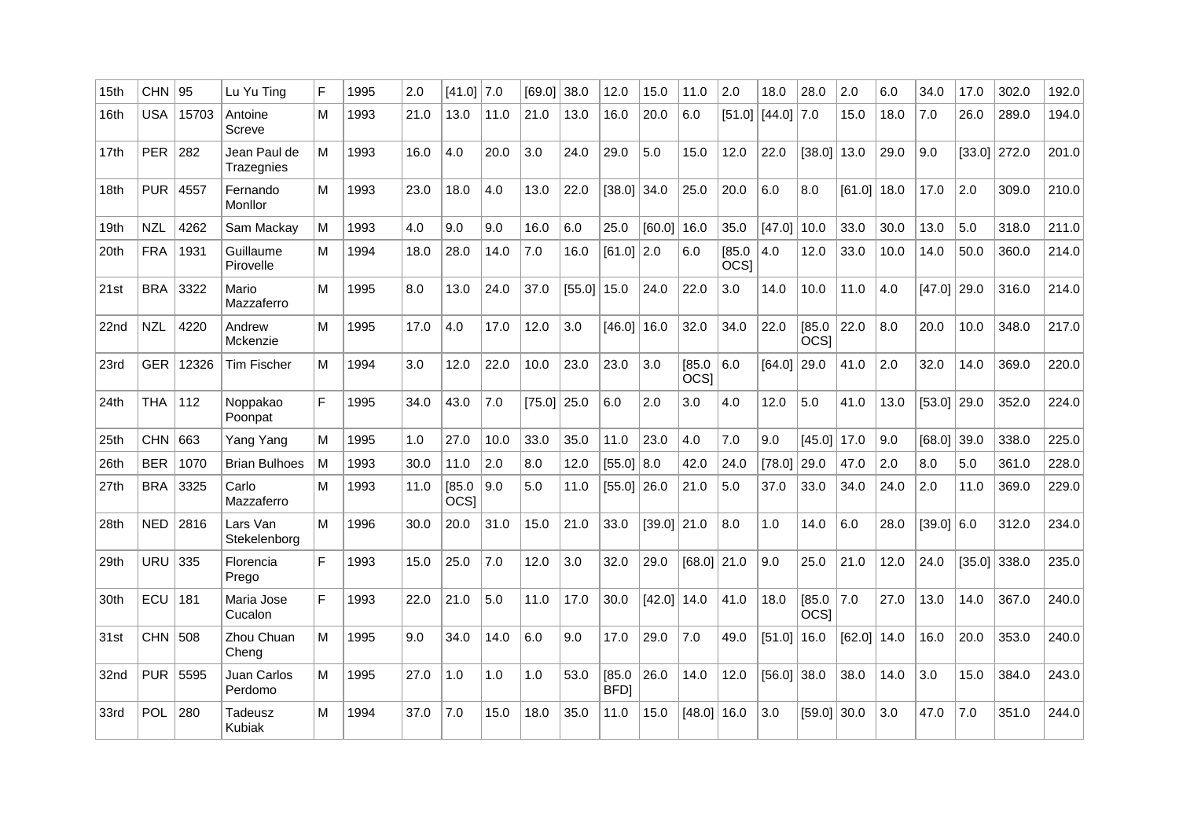| 15th | CHN | 95 | Lu Yu Ting | F | 1995 | 2.0 | [41.0] | 7.0 | [69.0] | 38.0 | 12.0 | 15.0 | 11.0 | 2.0 | 18.0 | 28.0 | 2.0 | 6.0 | 34.0 | 17.0 | 302.0 | 192.0 |
|---|---|---|---|---|---|---|---|---|---|---|---|---|---|---|---|---|---|---|---|---|---|---|
| 16th | USA | 15703 | Antoine Screve | M | 1993 | 21.0 | 13.0 | 11.0 | 21.0 | 13.0 | 16.0 | 20.0 | 6.0 | [51.0] | [44.0] | 7.0 | 15.0 | 18.0 | 7.0 | 26.0 | 289.0 | 194.0 |
| 17th | PER | 282 | Jean Paul de Trazegnies | M | 1993 | 16.0 | 4.0 | 20.0 | 3.0 | 24.0 | 29.0 | 5.0 | 15.0 | 12.0 | 22.0 | [38.0] | 13.0 | 29.0 | 9.0 | [33.0] | 272.0 | 201.0 |
| 18th | PUR | 4557 | Fernando Monllor | M | 1993 | 23.0 | 18.0 | 4.0 | 13.0 | 22.0 | [38.0] | 34.0 | 25.0 | 20.0 | 6.0 | 8.0 | [61.0] | 18.0 | 17.0 | 2.0 | 309.0 | 210.0 |
| 19th | NZL | 4262 | Sam Mackay | M | 1993 | 4.0 | 9.0 | 9.0 | 16.0 | 6.0 | 25.0 | [60.0] | 16.0 | 35.0 | [47.0] | 10.0 | 33.0 | 30.0 | 13.0 | 5.0 | 318.0 | 211.0 |
| 20th | FRA | 1931 | Guillaume Pirovelle | M | 1994 | 18.0 | 28.0 | 14.0 | 7.0 | 16.0 | [61.0] | 2.0 | 6.0 | [85.0 OCS] | 4.0 | 12.0 | 33.0 | 10.0 | 14.0 | 50.0 | 360.0 | 214.0 |
| 21st | BRA | 3322 | Mario Mazzaferro | M | 1995 | 8.0 | 13.0 | 24.0 | 37.0 | [55.0] | 15.0 | 24.0 | 22.0 | 3.0 | 14.0 | 10.0 | 11.0 | 4.0 | [47.0] | 29.0 | 316.0 | 214.0 |
| 22nd | NZL | 4220 | Andrew Mckenzie | M | 1995 | 17.0 | 4.0 | 17.0 | 12.0 | 3.0 | [46.0] | 16.0 | 32.0 | 34.0 | 22.0 | [85.0 OCS] | 22.0 | 8.0 | 20.0 | 10.0 | 348.0 | 217.0 |
| 23rd | GER | 12326 | Tim Fischer | M | 1994 | 3.0 | 12.0 | 22.0 | 10.0 | 23.0 | 23.0 | 3.0 | [85.0 OCS] | 6.0 | [64.0] | 29.0 | 41.0 | 2.0 | 32.0 | 14.0 | 369.0 | 220.0 |
| 24th | THA | 112 | Noppakao Poonpat | F | 1995 | 34.0 | 43.0 | 7.0 | [75.0] | 25.0 | 6.0 | 2.0 | 3.0 | 4.0 | 12.0 | 5.0 | 41.0 | 13.0 | [53.0] | 29.0 | 352.0 | 224.0 |
| 25th | CHN | 663 | Yang Yang | M | 1995 | 1.0 | 27.0 | 10.0 | 33.0 | 35.0 | 11.0 | 23.0 | 4.0 | 7.0 | 9.0 | [45.0] | 17.0 | 9.0 | [68.0] | 39.0 | 338.0 | 225.0 |
| 26th | BER | 1070 | Brian Bulhoes | M | 1993 | 30.0 | 11.0 | 2.0 | 8.0 | 12.0 | [55.0] | 8.0 | 42.0 | 24.0 | [78.0] | 29.0 | 47.0 | 2.0 | 8.0 | 5.0 | 361.0 | 228.0 |
| 27th | BRA | 3325 | Carlo Mazzaferro | M | 1993 | 11.0 | [85.0 OCS] | 9.0 | 5.0 | 11.0 | [55.0] | 26.0 | 21.0 | 5.0 | 37.0 | 33.0 | 34.0 | 24.0 | 2.0 | 11.0 | 369.0 | 229.0 |
| 28th | NED | 2816 | Lars Van Stekelenborg | M | 1996 | 30.0 | 20.0 | 31.0 | 15.0 | 21.0 | 33.0 | [39.0] | 21.0 | 8.0 | 1.0 | 14.0 | 6.0 | 28.0 | [39.0] | 6.0 | 312.0 | 234.0 |
| 29th | URU | 335 | Florencia Prego | F | 1993 | 15.0 | 25.0 | 7.0 | 12.0 | 3.0 | 32.0 | 29.0 | [68.0] | 21.0 | 9.0 | 25.0 | 21.0 | 12.0 | 24.0 | [35.0] | 338.0 | 235.0 |
| 30th | ECU | 181 | Maria Jose Cucalon | F | 1993 | 22.0 | 21.0 | 5.0 | 11.0 | 17.0 | 30.0 | [42.0] | 14.0 | 41.0 | 18.0 | [85.0 OCS] | 7.0 | 27.0 | 13.0 | 14.0 | 367.0 | 240.0 |
| 31st | CHN | 508 | Zhou Chuan Cheng | M | 1995 | 9.0 | 34.0 | 14.0 | 6.0 | 9.0 | 17.0 | 29.0 | 7.0 | 49.0 | [51.0] | 16.0 | [62.0] | 14.0 | 16.0 | 20.0 | 353.0 | 240.0 |
| 32nd | PUR | 5595 | Juan Carlos Perdomo | M | 1995 | 27.0 | 1.0 | 1.0 | 1.0 | 53.0 | [85.0 BFD] | 26.0 | 14.0 | 12.0 | [56.0] | 38.0 | 38.0 | 14.0 | 3.0 | 15.0 | 384.0 | 243.0 |
| 33rd | POL | 280 | Tadeusz Kubiak | M | 1994 | 37.0 | 7.0 | 15.0 | 18.0 | 35.0 | 11.0 | 15.0 | [48.0] | 16.0 | 3.0 | [59.0] | 30.0 | 3.0 | 47.0 | 7.0 | 351.0 | 244.0 |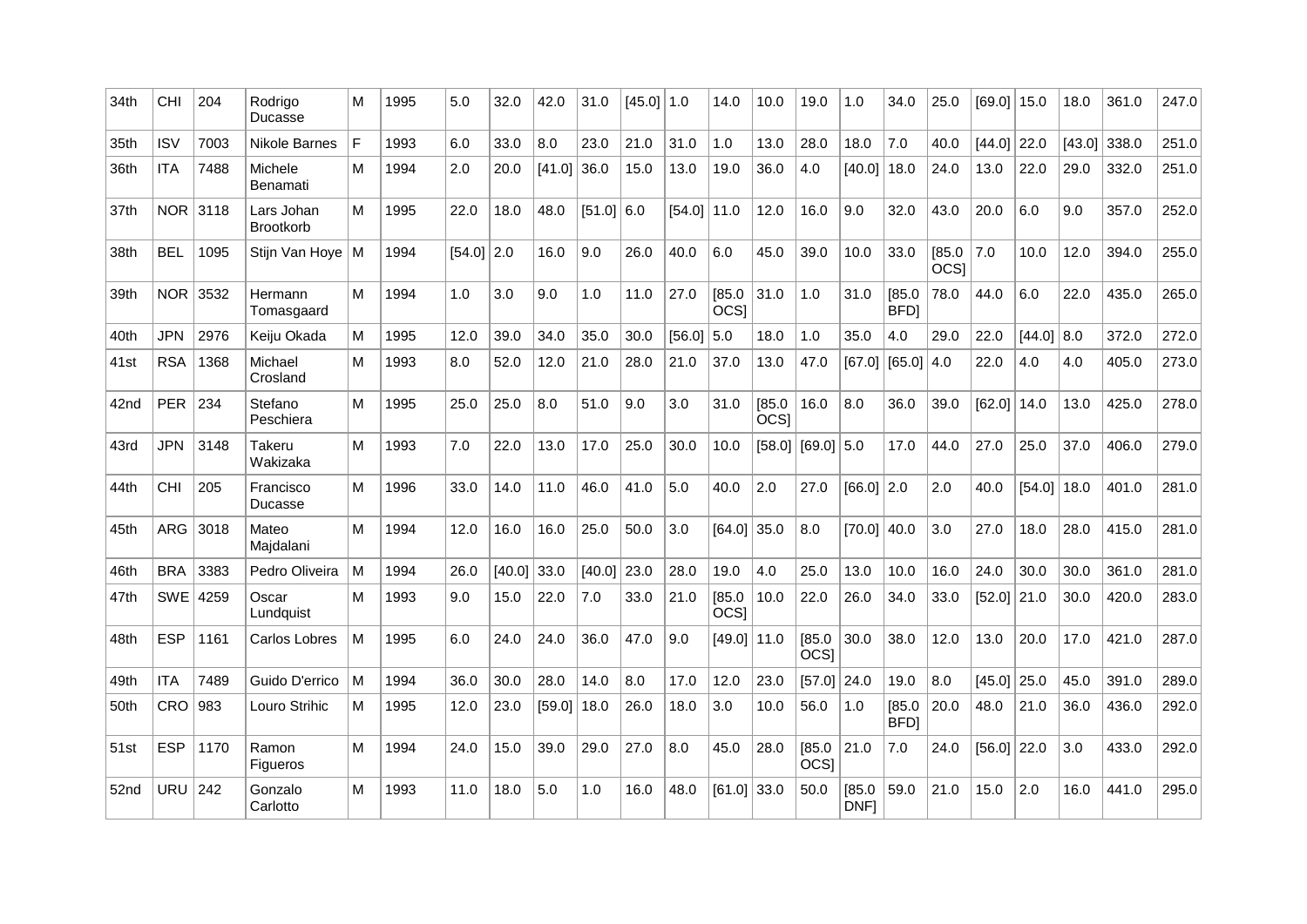| 34th | CHI | 204 | Rodrigo Ducasse | M | 1995 | 5.0 | 32.0 | 42.0 | 31.0 | [45.0] | 1.0 | 14.0 | 10.0 | 19.0 | 1.0 | 34.0 | 25.0 | [69.0] | 15.0 | 18.0 | 361.0 | 247.0 |
|---|---|---|---|---|---|---|---|---|---|---|---|---|---|---|---|---|---|---|---|---|---|---|
| 35th | ISV | 7003 | Nikole Barnes | F | 1993 | 6.0 | 33.0 | 8.0 | 23.0 | 21.0 | 31.0 | 1.0 | 13.0 | 28.0 | 18.0 | 7.0 | 40.0 | [44.0] | 22.0 | [43.0] | 338.0 | 251.0 |
| 36th | ITA | 7488 | Michele Benamati | M | 1994 | 2.0 | 20.0 | [41.0] | 36.0 | 15.0 | 13.0 | 19.0 | 36.0 | 4.0 | [40.0] | 18.0 | 24.0 | 13.0 | 22.0 | 29.0 | 332.0 | 251.0 |
| 37th | NOR | 3118 | Lars Johan Brootkorb | M | 1995 | 22.0 | 18.0 | 48.0 | [51.0] | 6.0 | [54.0] | 11.0 | 12.0 | 16.0 | 9.0 | 32.0 | 43.0 | 20.0 | 6.0 | 9.0 | 357.0 | 252.0 |
| 38th | BEL | 1095 | Stijn Van Hoye | M | 1994 | [54.0] | 2.0 | 16.0 | 9.0 | 26.0 | 40.0 | 6.0 | 45.0 | 39.0 | 10.0 | 33.0 | [85.0 OCS] | 7.0 | 10.0 | 12.0 | 394.0 | 255.0 |
| 39th | NOR | 3532 | Hermann Tomasgaard | M | 1994 | 1.0 | 3.0 | 9.0 | 1.0 | 11.0 | 27.0 | [85.0 OCS] | 31.0 | 1.0 | 31.0 | [85.0 BFD] | 78.0 | 44.0 | 6.0 | 22.0 | 435.0 | 265.0 |
| 40th | JPN | 2976 | Keiju Okada | M | 1995 | 12.0 | 39.0 | 34.0 | 35.0 | 30.0 | [56.0] | 5.0 | 18.0 | 1.0 | 35.0 | 4.0 | 29.0 | 22.0 | [44.0] | 8.0 | 372.0 | 272.0 |
| 41st | RSA | 1368 | Michael Crosland | M | 1993 | 8.0 | 52.0 | 12.0 | 21.0 | 28.0 | 21.0 | 37.0 | 13.0 | 47.0 | [67.0] | [65.0] | 4.0 | 22.0 | 4.0 | 4.0 | 405.0 | 273.0 |
| 42nd | PER | 234 | Stefano Peschiera | M | 1995 | 25.0 | 25.0 | 8.0 | 51.0 | 9.0 | 3.0 | 31.0 | [85.0 OCS] | 16.0 | 8.0 | 36.0 | 39.0 | [62.0] | 14.0 | 13.0 | 425.0 | 278.0 |
| 43rd | JPN | 3148 | Takeru Wakizaka | M | 1993 | 7.0 | 22.0 | 13.0 | 17.0 | 25.0 | 30.0 | 10.0 | [58.0] | [69.0] | 5.0 | 17.0 | 44.0 | 27.0 | 25.0 | 37.0 | 406.0 | 279.0 |
| 44th | CHI | 205 | Francisco Ducasse | M | 1996 | 33.0 | 14.0 | 11.0 | 46.0 | 41.0 | 5.0 | 40.0 | 2.0 | 27.0 | [66.0] | 2.0 | 2.0 | 40.0 | [54.0] | 18.0 | 401.0 | 281.0 |
| 45th | ARG | 3018 | Mateo Majdalani | M | 1994 | 12.0 | 16.0 | 16.0 | 25.0 | 50.0 | 3.0 | [64.0] | 35.0 | 8.0 | [70.0] | 40.0 | 3.0 | 27.0 | 18.0 | 28.0 | 415.0 | 281.0 |
| 46th | BRA | 3383 | Pedro Oliveira | M | 1994 | 26.0 | [40.0] | 33.0 | [40.0] | 23.0 | 28.0 | 19.0 | 4.0 | 25.0 | 13.0 | 10.0 | 16.0 | 24.0 | 30.0 | 30.0 | 361.0 | 281.0 |
| 47th | SWE | 4259 | Oscar Lundquist | M | 1993 | 9.0 | 15.0 | 22.0 | 7.0 | 33.0 | 21.0 | [85.0 OCS] | 10.0 | 22.0 | 26.0 | 34.0 | 33.0 | [52.0] | 21.0 | 30.0 | 420.0 | 283.0 |
| 48th | ESP | 1161 | Carlos Lobres | M | 1995 | 6.0 | 24.0 | 24.0 | 36.0 | 47.0 | 9.0 | [49.0] | 11.0 | [85.0 OCS] | 30.0 | 38.0 | 12.0 | 13.0 | 20.0 | 17.0 | 421.0 | 287.0 |
| 49th | ITA | 7489 | Guido D'errico | M | 1994 | 36.0 | 30.0 | 28.0 | 14.0 | 8.0 | 17.0 | 12.0 | 23.0 | [57.0] | 24.0 | 19.0 | 8.0 | [45.0] | 25.0 | 45.0 | 391.0 | 289.0 |
| 50th | CRO | 983 | Louro Strihic | M | 1995 | 12.0 | 23.0 | [59.0] | 18.0 | 26.0 | 18.0 | 3.0 | 10.0 | 56.0 | 1.0 | [85.0 BFD] | 20.0 | 48.0 | 21.0 | 36.0 | 436.0 | 292.0 |
| 51st | ESP | 1170 | Ramon Figueros | M | 1994 | 24.0 | 15.0 | 39.0 | 29.0 | 27.0 | 8.0 | 45.0 | 28.0 | [85.0 OCS] | 21.0 | 7.0 | 24.0 | [56.0] | 22.0 | 3.0 | 433.0 | 292.0 |
| 52nd | URU | 242 | Gonzalo Carlotto | M | 1993 | 11.0 | 18.0 | 5.0 | 1.0 | 16.0 | 48.0 | [61.0] | 33.0 | 50.0 | [85.0 DNF] | 59.0 | 21.0 | 15.0 | 2.0 | 16.0 | 441.0 | 295.0 |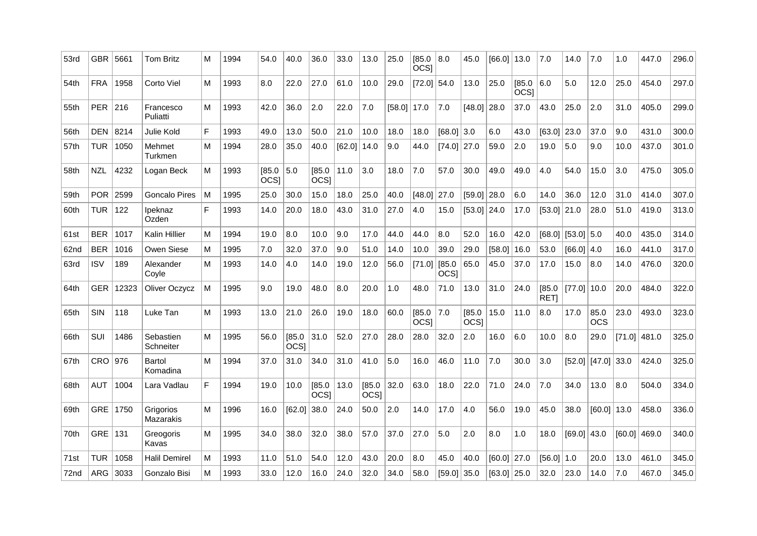| 53rd | GBR | 5661 | Tom Britz | M | 1994 | 54.0 | 40.0 | 36.0 | 33.0 | 13.0 | 25.0 | [85.0 OCS] | 8.0 | 45.0 | [66.0] | 13.0 | 7.0 | 14.0 | 7.0 | 1.0 | 447.0 | 296.0 |
|---|---|---|---|---|---|---|---|---|---|---|---|---|---|---|---|---|---|---|---|---|---|---|
| 54th | FRA | 1958 | Corto Viel | M | 1993 | 8.0 | 22.0 | 27.0 | 61.0 | 10.0 | 29.0 | [72.0] | 54.0 | 13.0 | 25.0 | [85.0 OCS] | 6.0 | 5.0 | 12.0 | 25.0 | 454.0 | 297.0 |
| 55th | PER | 216 | Francesco Puliatti | M | 1993 | 42.0 | 36.0 | 2.0 | 22.0 | 7.0 | [58.0] | 17.0 | 7.0 | [48.0] | 28.0 | 37.0 | 43.0 | 25.0 | 2.0 | 31.0 | 405.0 | 299.0 |
| 56th | DEN | 8214 | Julie Kold | F | 1993 | 49.0 | 13.0 | 50.0 | 21.0 | 10.0 | 18.0 | 18.0 | [68.0] | 3.0 | 6.0 | 43.0 | [63.0] | 23.0 | 37.0 | 9.0 | 431.0 | 300.0 |
| 57th | TUR | 1050 | Mehmet Turkmen | M | 1994 | 28.0 | 35.0 | 40.0 | [62.0] | 14.0 | 9.0 | 44.0 | [74.0] | 27.0 | 59.0 | 2.0 | 19.0 | 5.0 | 9.0 | 10.0 | 437.0 | 301.0 |
| 58th | NZL | 4232 | Logan Beck | M | 1993 | [85.0 OCS] | 5.0 | [85.0 OCS] | 11.0 | 3.0 | 18.0 | 7.0 | 57.0 | 30.0 | 49.0 | 49.0 | 4.0 | 54.0 | 15.0 | 3.0 | 475.0 | 305.0 |
| 59th | POR | 2599 | Goncalo Pires | M | 1995 | 25.0 | 30.0 | 15.0 | 18.0 | 25.0 | 40.0 | [48.0] | 27.0 | [59.0] | 28.0 | 6.0 | 14.0 | 36.0 | 12.0 | 31.0 | 414.0 | 307.0 |
| 60th | TUR | 122 | Ipeknaz Ozden | F | 1993 | 14.0 | 20.0 | 18.0 | 43.0 | 31.0 | 27.0 | 4.0 | 15.0 | [53.0] | 24.0 | 17.0 | [53.0] | 21.0 | 28.0 | 51.0 | 419.0 | 313.0 |
| 61st | BER | 1017 | Kalin Hillier | M | 1994 | 19.0 | 8.0 | 10.0 | 9.0 | 17.0 | 44.0 | 44.0 | 8.0 | 52.0 | 16.0 | 42.0 | [68.0] | [53.0] | 5.0 | 40.0 | 435.0 | 314.0 |
| 62nd | BER | 1016 | Owen Siese | M | 1995 | 7.0 | 32.0 | 37.0 | 9.0 | 51.0 | 14.0 | 10.0 | 39.0 | 29.0 | [58.0] | 16.0 | 53.0 | [66.0] | 4.0 | 16.0 | 441.0 | 317.0 |
| 63rd | ISV | 189 | Alexander Coyle | M | 1993 | 14.0 | 4.0 | 14.0 | 19.0 | 12.0 | 56.0 | [71.0] | [85.0 OCS] | 65.0 | 45.0 | 37.0 | 17.0 | 15.0 | 8.0 | 14.0 | 476.0 | 320.0 |
| 64th | GER | 12323 | Oliver Oczycz | M | 1995 | 9.0 | 19.0 | 48.0 | 8.0 | 20.0 | 1.0 | 48.0 | 71.0 | 13.0 | 31.0 | 24.0 | [85.0 RET] | [77.0] | 10.0 | 20.0 | 484.0 | 322.0 |
| 65th | SIN | 118 | Luke Tan | M | 1993 | 13.0 | 21.0 | 26.0 | 19.0 | 18.0 | 60.0 | [85.0 OCS] | 7.0 | [85.0 OCS] | 15.0 | 11.0 | 8.0 | 17.0 | 85.0 OCS | 23.0 | 493.0 | 323.0 |
| 66th | SUI | 1486 | Sebastien Schneiter | M | 1995 | 56.0 | [85.0 OCS] | 31.0 | 52.0 | 27.0 | 28.0 | 28.0 | 32.0 | 2.0 | 16.0 | 6.0 | 10.0 | 8.0 | 29.0 | [71.0] | 481.0 | 325.0 |
| 67th | CRO | 976 | Bartol Komadina | M | 1994 | 37.0 | 31.0 | 34.0 | 31.0 | 41.0 | 5.0 | 16.0 | 46.0 | 11.0 | 7.0 | 30.0 | 3.0 | [52.0] | [47.0] | 33.0 | 424.0 | 325.0 |
| 68th | AUT | 1004 | Lara Vadlau | F | 1994 | 19.0 | 10.0 | [85.0 OCS] | 13.0 | [85.0 OCS] | 32.0 | 63.0 | 18.0 | 22.0 | 71.0 | 24.0 | 7.0 | 34.0 | 13.0 | 8.0 | 504.0 | 334.0 |
| 69th | GRE | 1750 | Grigorios Mazarakis | M | 1996 | 16.0 | [62.0] | 38.0 | 24.0 | 50.0 | 2.0 | 14.0 | 17.0 | 4.0 | 56.0 | 19.0 | 45.0 | 38.0 | [60.0] | 13.0 | 458.0 | 336.0 |
| 70th | GRE | 131 | Greogoris Kavas | M | 1995 | 34.0 | 38.0 | 32.0 | 38.0 | 57.0 | 37.0 | 27.0 | 5.0 | 2.0 | 8.0 | 1.0 | 18.0 | [69.0] | 43.0 | [60.0] | 469.0 | 340.0 |
| 71st | TUR | 1058 | Halil Demirel | M | 1993 | 11.0 | 51.0 | 54.0 | 12.0 | 43.0 | 20.0 | 8.0 | 45.0 | 40.0 | [60.0] | 27.0 | [56.0] | 1.0 | 20.0 | 13.0 | 461.0 | 345.0 |
| 72nd | ARG | 3033 | Gonzalo Bisi | M | 1993 | 33.0 | 12.0 | 16.0 | 24.0 | 32.0 | 34.0 | 58.0 | [59.0] | 35.0 | [63.0] | 25.0 | 32.0 | 23.0 | 14.0 | 7.0 | 467.0 | 345.0 |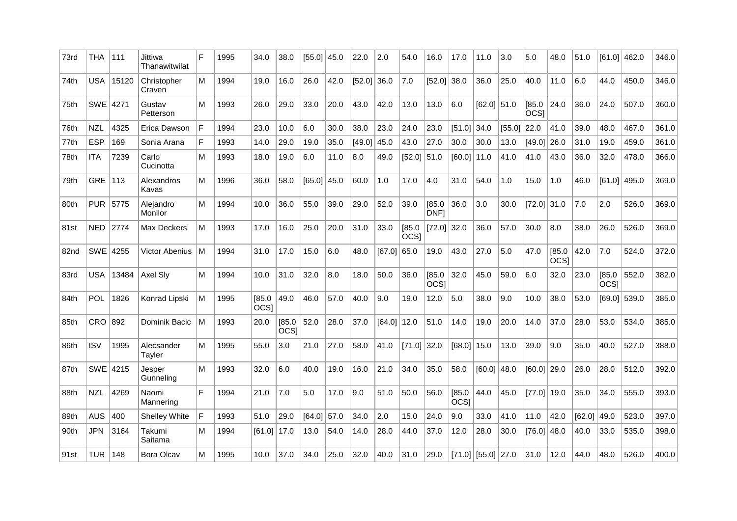| 73rd | THA | 111 | Jittiwa Thanawitwilat | F | 1995 | 34.0 | 38.0 | [55.0] | 45.0 | 22.0 | 2.0 | 54.0 | 16.0 | 17.0 | 11.0 | 3.0 | 5.0 | 48.0 | 51.0 | [61.0] | 462.0 | 346.0 |
|---|---|---|---|---|---|---|---|---|---|---|---|---|---|---|---|---|---|---|---|---|---|---|
| 74th | USA | 15120 | Christopher Craven | M | 1994 | 19.0 | 16.0 | 26.0 | 42.0 | [52.0] | 36.0 | 7.0 | [52.0] | 38.0 | 36.0 | 25.0 | 40.0 | 11.0 | 6.0 | 44.0 | 450.0 | 346.0 |
| 75th | SWE | 4271 | Gustav Petterson | M | 1993 | 26.0 | 29.0 | 33.0 | 20.0 | 43.0 | 42.0 | 13.0 | 13.0 | 6.0 | [62.0] | 51.0 | [85.0 OCS] | 24.0 | 36.0 | 24.0 | 507.0 | 360.0 |
| 76th | NZL | 4325 | Erica Dawson | F | 1994 | 23.0 | 10.0 | 6.0 | 30.0 | 38.0 | 23.0 | 24.0 | 23.0 | [51.0] | 34.0 | [55.0] | 22.0 | 41.0 | 39.0 | 48.0 | 467.0 | 361.0 |
| 77th | ESP | 169 | Sonia Arana | F | 1993 | 14.0 | 29.0 | 19.0 | 35.0 | [49.0] | 45.0 | 43.0 | 27.0 | 30.0 | 30.0 | 13.0 | [49.0] | 26.0 | 31.0 | 19.0 | 459.0 | 361.0 |
| 78th | ITA | 7239 | Carlo Cucinotta | M | 1993 | 18.0 | 19.0 | 6.0 | 11.0 | 8.0 | 49.0 | [52.0] | 51.0 | [60.0] | 11.0 | 41.0 | 41.0 | 43.0 | 36.0 | 32.0 | 478.0 | 366.0 |
| 79th | GRE | 113 | Alexandros Kavas | M | 1996 | 36.0 | 58.0 | [65.0] | 45.0 | 60.0 | 1.0 | 17.0 | 4.0 | 31.0 | 54.0 | 1.0 | 15.0 | 1.0 | 46.0 | [61.0] | 495.0 | 369.0 |
| 80th | PUR | 5775 | Alejandro Monllor | M | 1994 | 10.0 | 36.0 | 55.0 | 39.0 | 29.0 | 52.0 | 39.0 | [85.0 DNF] | 36.0 | 3.0 | 30.0 | [72.0] | 31.0 | 7.0 | 2.0 | 526.0 | 369.0 |
| 81st | NED | 2774 | Max Deckers | M | 1993 | 17.0 | 16.0 | 25.0 | 20.0 | 31.0 | 33.0 | [85.0 OCS] | [72.0] | 32.0 | 36.0 | 57.0 | 30.0 | 8.0 | 38.0 | 26.0 | 526.0 | 369.0 |
| 82nd | SWE | 4255 | Victor Abenius | M | 1994 | 31.0 | 17.0 | 15.0 | 6.0 | 48.0 | [67.0] | 65.0 | 19.0 | 43.0 | 27.0 | 5.0 | 47.0 | [85.0 OCS] | 42.0 | 7.0 | 524.0 | 372.0 |
| 83rd | USA | 13484 | Axel Sly | M | 1994 | 10.0 | 31.0 | 32.0 | 8.0 | 18.0 | 50.0 | 36.0 | [85.0 OCS] | 32.0 | 45.0 | 59.0 | 6.0 | 32.0 | 23.0 | [85.0 OCS] | 552.0 | 382.0 |
| 84th | POL | 1826 | Konrad Lipski | M | 1995 | [85.0 OCS] | 49.0 | 46.0 | 57.0 | 40.0 | 9.0 | 19.0 | 12.0 | 5.0 | 38.0 | 9.0 | 10.0 | 38.0 | 53.0 | [69.0] | 539.0 | 385.0 |
| 85th | CRO | 892 | Dominik Bacic | M | 1993 | 20.0 | [85.0 OCS] | 52.0 | 28.0 | 37.0 | [64.0] | 12.0 | 51.0 | 14.0 | 19.0 | 20.0 | 14.0 | 37.0 | 28.0 | 53.0 | 534.0 | 385.0 |
| 86th | ISV | 1995 | Alecsander Tayler | M | 1995 | 55.0 | 3.0 | 21.0 | 27.0 | 58.0 | 41.0 | [71.0] | 32.0 | [68.0] | 15.0 | 13.0 | 39.0 | 9.0 | 35.0 | 40.0 | 527.0 | 388.0 |
| 87th | SWE | 4215 | Jesper Gunneling | M | 1993 | 32.0 | 6.0 | 40.0 | 19.0 | 16.0 | 21.0 | 34.0 | 35.0 | 58.0 | [60.0] | 48.0 | [60.0] | 29.0 | 26.0 | 28.0 | 512.0 | 392.0 |
| 88th | NZL | 4269 | Naomi Mannering | F | 1994 | 21.0 | 7.0 | 5.0 | 17.0 | 9.0 | 51.0 | 50.0 | 56.0 | [85.0 OCS] | 44.0 | 45.0 | [77.0] | 19.0 | 35.0 | 34.0 | 555.0 | 393.0 |
| 89th | AUS | 400 | Shelley White | F | 1993 | 51.0 | 29.0 | [64.0] | 57.0 | 34.0 | 2.0 | 15.0 | 24.0 | 9.0 | 33.0 | 41.0 | 11.0 | 42.0 | [62.0] | 49.0 | 523.0 | 397.0 |
| 90th | JPN | 3164 | Takumi Saitama | M | 1994 | [61.0] | 17.0 | 13.0 | 54.0 | 14.0 | 28.0 | 44.0 | 37.0 | 12.0 | 28.0 | 30.0 | [76.0] | 48.0 | 40.0 | 33.0 | 535.0 | 398.0 |
| 91st | TUR | 148 | Bora Olcav | M | 1995 | 10.0 | 37.0 | 34.0 | 25.0 | 32.0 | 40.0 | 31.0 | 29.0 | [71.0] | [55.0] | 27.0 | 31.0 | 12.0 | 44.0 | 48.0 | 526.0 | 400.0 |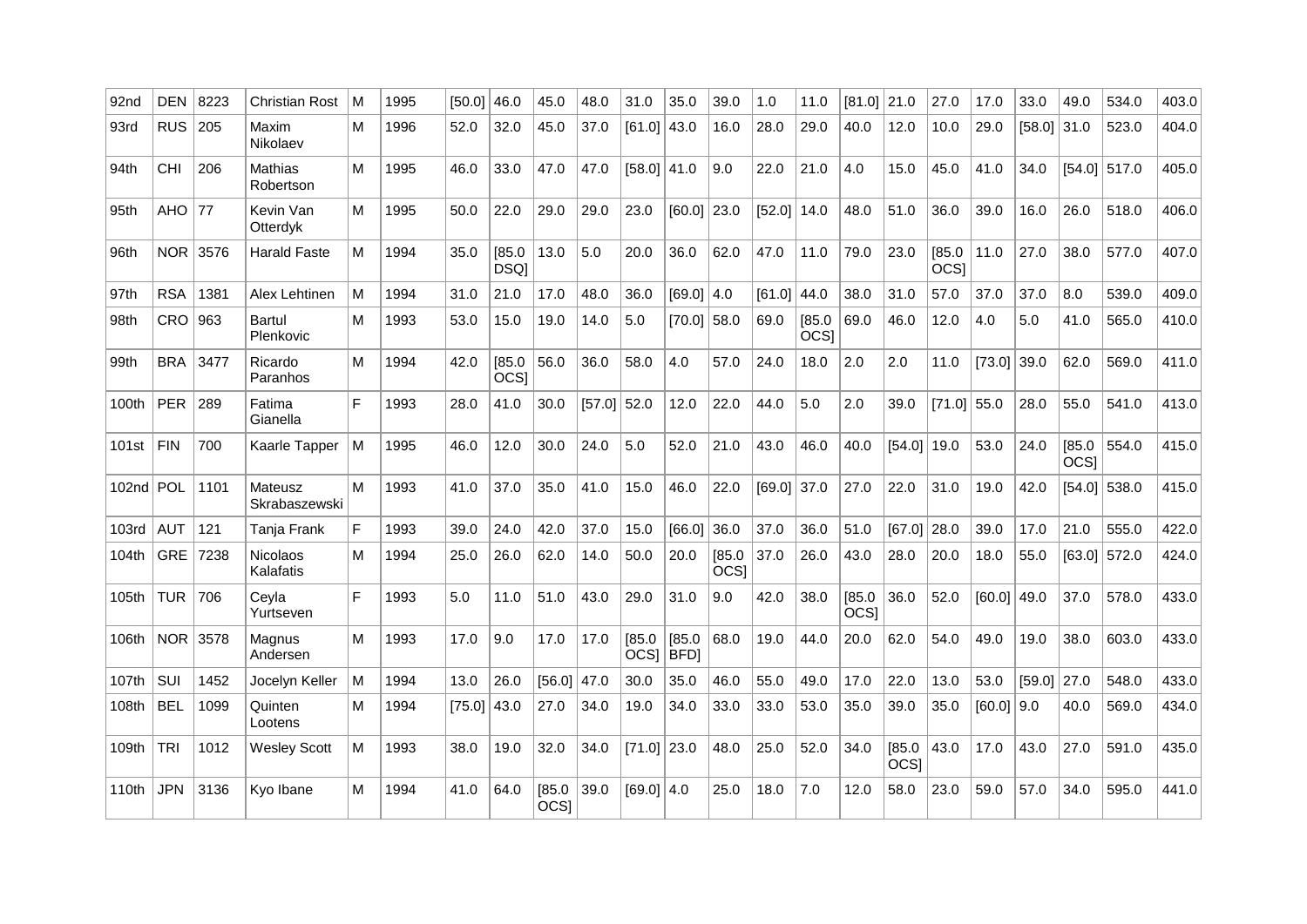| 92nd | DEN | 8223 | Christian Rost | M | 1995 | [50.0] | 46.0 | 45.0 | 48.0 | 31.0 | 35.0 | 39.0 | 1.0 | 11.0 | [81.0] | 21.0 | 27.0 | 17.0 | 33.0 | 49.0 | 534.0 | 403.0 |
|---|---|---|---|---|---|---|---|---|---|---|---|---|---|---|---|---|---|---|---|---|---|---|
| 93rd | RUS | 205 | Maxim Nikolaev | M | 1996 | 52.0 | 32.0 | 45.0 | 37.0 | [61.0] | 43.0 | 16.0 | 28.0 | 29.0 | 40.0 | 12.0 | 10.0 | 29.0 | [58.0] | 31.0 | 523.0 | 404.0 |
| 94th | CHI | 206 | Mathias Robertson | M | 1995 | 46.0 | 33.0 | 47.0 | 47.0 | [58.0] | 41.0 | 9.0 | 22.0 | 21.0 | 4.0 | 15.0 | 45.0 | 41.0 | 34.0 | [54.0] | 517.0 | 405.0 |
| 95th | AHO | 77 | Kevin Van Otterdyk | M | 1995 | 50.0 | 22.0 | 29.0 | 29.0 | 23.0 | [60.0] | 23.0 | [52.0] | 14.0 | 48.0 | 51.0 | 36.0 | 39.0 | 16.0 | 26.0 | 518.0 | 406.0 |
| 96th | NOR | 3576 | Harald Faste | M | 1994 | 35.0 | [85.0 DSQ] | 13.0 | 5.0 | 20.0 | 36.0 | 62.0 | 47.0 | 11.0 | 79.0 | 23.0 | [85.0 OCS] | 11.0 | 27.0 | 38.0 | 577.0 | 407.0 |
| 97th | RSA | 1381 | Alex Lehtinen | M | 1994 | 31.0 | 21.0 | 17.0 | 48.0 | 36.0 | [69.0] | 4.0 | [61.0] | 44.0 | 38.0 | 31.0 | 57.0 | 37.0 | 37.0 | 8.0 | 539.0 | 409.0 |
| 98th | CRO | 963 | Bartul Plenkovic | M | 1993 | 53.0 | 15.0 | 19.0 | 14.0 | 5.0 | [70.0] | 58.0 | 69.0 | [85.0 OCS] | 69.0 | 46.0 | 12.0 | 4.0 | 5.0 | 41.0 | 565.0 | 410.0 |
| 99th | BRA | 3477 | Ricardo Paranhos | M | 1994 | 42.0 | [85.0 OCS] | 56.0 | 36.0 | 58.0 | 4.0 | 57.0 | 24.0 | 18.0 | 2.0 | 2.0 | 11.0 | [73.0] | 39.0 | 62.0 | 569.0 | 411.0 |
| 100th | PER | 289 | Fatima Gianella | F | 1993 | 28.0 | 41.0 | 30.0 | [57.0] | 52.0 | 12.0 | 22.0 | 44.0 | 5.0 | 2.0 | 39.0 | [71.0] | 55.0 | 28.0 | 55.0 | 541.0 | 413.0 |
| 101st | FIN | 700 | Kaarle Tapper | M | 1995 | 46.0 | 12.0 | 30.0 | 24.0 | 5.0 | 52.0 | 21.0 | 43.0 | 46.0 | 40.0 | [54.0] | 19.0 | 53.0 | 24.0 | [85.0 OCS] | 554.0 | 415.0 |
| 102nd | POL | 1101 | Mateusz Skrabaszewski | M | 1993 | 41.0 | 37.0 | 35.0 | 41.0 | 15.0 | 46.0 | 22.0 | [69.0] | 37.0 | 27.0 | 22.0 | 31.0 | 19.0 | 42.0 | [54.0] | 538.0 | 415.0 |
| 103rd | AUT | 121 | Tanja Frank | F | 1993 | 39.0 | 24.0 | 42.0 | 37.0 | 15.0 | [66.0] | 36.0 | 37.0 | 36.0 | 51.0 | [67.0] | 28.0 | 39.0 | 17.0 | 21.0 | 555.0 | 422.0 |
| 104th | GRE | 7238 | Nicolaos Kalafatis | M | 1994 | 25.0 | 26.0 | 62.0 | 14.0 | 50.0 | 20.0 | [85.0 OCS] | 37.0 | 26.0 | 43.0 | 28.0 | 20.0 | 18.0 | 55.0 | [63.0] | 572.0 | 424.0 |
| 105th | TUR | 706 | Ceyla Yurtseven | F | 1993 | 5.0 | 11.0 | 51.0 | 43.0 | 29.0 | 31.0 | 9.0 | 42.0 | 38.0 | [85.0 OCS] | 36.0 | 52.0 | [60.0] | 49.0 | 37.0 | 578.0 | 433.0 |
| 106th | NOR | 3578 | Magnus Andersen | M | 1993 | 17.0 | 9.0 | 17.0 | 17.0 | [85.0 OCS] | [85.0 BFD] | 68.0 | 19.0 | 44.0 | 20.0 | 62.0 | 54.0 | 49.0 | 19.0 | 38.0 | 603.0 | 433.0 |
| 107th | SUI | 1452 | Jocelyn Keller | M | 1994 | 13.0 | 26.0 | [56.0] | 47.0 | 30.0 | 35.0 | 46.0 | 55.0 | 49.0 | 17.0 | 22.0 | 13.0 | 53.0 | [59.0] | 27.0 | 548.0 | 433.0 |
| 108th | BEL | 1099 | Quinten Lootens | M | 1994 | [75.0] | 43.0 | 27.0 | 34.0 | 19.0 | 34.0 | 33.0 | 33.0 | 53.0 | 35.0 | 39.0 | 35.0 | [60.0] | 9.0 | 40.0 | 569.0 | 434.0 |
| 109th | TRI | 1012 | Wesley Scott | M | 1993 | 38.0 | 19.0 | 32.0 | 34.0 | [71.0] | 23.0 | 48.0 | 25.0 | 52.0 | 34.0 | [85.0 OCS] | 43.0 | 17.0 | 43.0 | 27.0 | 591.0 | 435.0 |
| 110th | JPN | 3136 | Kyo Ibane | M | 1994 | 41.0 | 64.0 | [85.0 OCS] | 39.0 | [69.0] | 4.0 | 25.0 | 18.0 | 7.0 | 12.0 | 58.0 | 23.0 | 59.0 | 57.0 | 34.0 | 595.0 | 441.0 |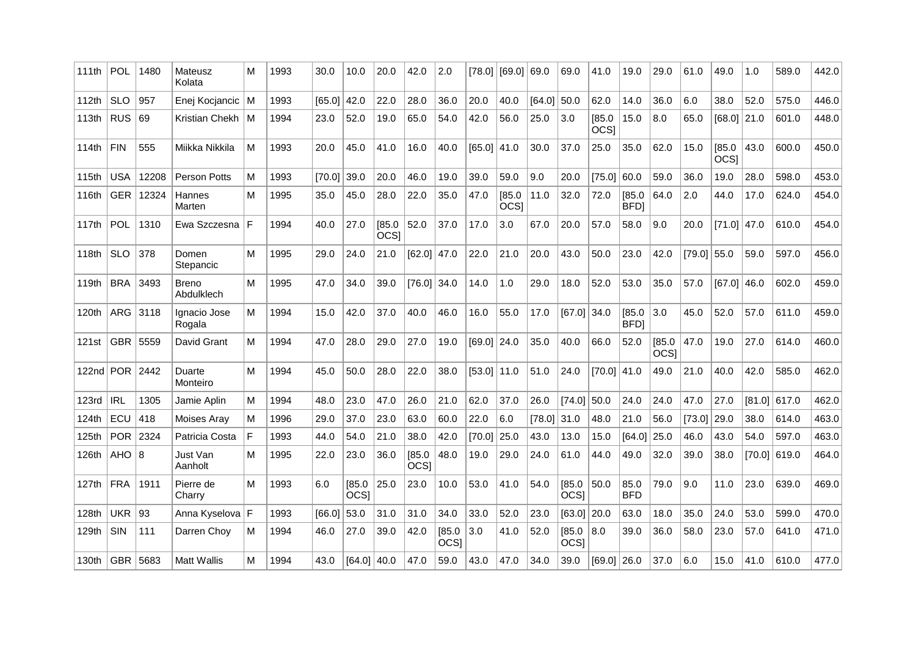| 111th | POL | 1480 | Mateusz Kolata | M | 1993 | 30.0 | 10.0 | 20.0 | 42.0 | 2.0 | [78.0] | [69.0] | 69.0 | 69.0 | 41.0 | 19.0 | 29.0 | 61.0 | 49.0 | 1.0 | 589.0 | 442.0 |
|---|---|---|---|---|---|---|---|---|---|---|---|---|---|---|---|---|---|---|---|---|---|---|
| 112th | SLO | 957 | Enej Kocjancic | M | 1993 | [65.0] | 42.0 | 22.0 | 28.0 | 36.0 | 20.0 | 40.0 | [64.0] | 50.0 | 62.0 | 14.0 | 36.0 | 6.0 | 38.0 | 52.0 | 575.0 | 446.0 |
| 113th | RUS | 69 | Kristian Chekh | M | 1994 | 23.0 | 52.0 | 19.0 | 65.0 | 54.0 | 42.0 | 56.0 | 25.0 | 3.0 | [85.0 OCS] | 15.0 | 8.0 | 65.0 | [68.0] | 21.0 | 601.0 | 448.0 |
| 114th | FIN | 555 | Miikka Nikkila | M | 1993 | 20.0 | 45.0 | 41.0 | 16.0 | 40.0 | [65.0] | 41.0 | 30.0 | 37.0 | 25.0 | 35.0 | 62.0 | 15.0 | [85.0 OCS] | 43.0 | 600.0 | 450.0 |
| 115th | USA | 12208 | Person Potts | M | 1993 | [70.0] | 39.0 | 20.0 | 46.0 | 19.0 | 39.0 | 59.0 | 9.0 | 20.0 | [75.0] | 60.0 | 59.0 | 36.0 | 19.0 | 28.0 | 598.0 | 453.0 |
| 116th | GER | 12324 | Hannes Marten | M | 1995 | 35.0 | 45.0 | 28.0 | 22.0 | 35.0 | 47.0 | [85.0 OCS] | 11.0 | 32.0 | 72.0 | [85.0 BFD] | 64.0 | 2.0 | 44.0 | 17.0 | 624.0 | 454.0 |
| 117th | POL | 1310 | Ewa Szczesna | F | 1994 | 40.0 | 27.0 | [85.0 OCS] | 52.0 | 37.0 | 17.0 | 3.0 | 67.0 | 20.0 | 57.0 | 58.0 | 9.0 | 20.0 | [71.0] | 47.0 | 610.0 | 454.0 |
| 118th | SLO | 378 | Domen Stepancic | M | 1995 | 29.0 | 24.0 | 21.0 | [62.0] | 47.0 | 22.0 | 21.0 | 20.0 | 43.0 | 50.0 | 23.0 | 42.0 | [79.0] | 55.0 | 59.0 | 597.0 | 456.0 |
| 119th | BRA | 3493 | Breno Abdulklech | M | 1995 | 47.0 | 34.0 | 39.0 | [76.0] | 34.0 | 14.0 | 1.0 | 29.0 | 18.0 | 52.0 | 53.0 | 35.0 | 57.0 | [67.0] | 46.0 | 602.0 | 459.0 |
| 120th | ARG | 3118 | Ignacio Jose Rogala | M | 1994 | 15.0 | 42.0 | 37.0 | 40.0 | 46.0 | 16.0 | 55.0 | 17.0 | [67.0] | 34.0 | [85.0 BFD] | 3.0 | 45.0 | 52.0 | 57.0 | 611.0 | 459.0 |
| 121st | GBR | 5559 | David Grant | M | 1994 | 47.0 | 28.0 | 29.0 | 27.0 | 19.0 | [69.0] | 24.0 | 35.0 | 40.0 | 66.0 | 52.0 | [85.0 OCS] | 47.0 | 19.0 | 27.0 | 614.0 | 460.0 |
| 122nd | POR | 2442 | Duarte Monteiro | M | 1994 | 45.0 | 50.0 | 28.0 | 22.0 | 38.0 | [53.0] | 11.0 | 51.0 | 24.0 | [70.0] | 41.0 | 49.0 | 21.0 | 40.0 | 42.0 | 585.0 | 462.0 |
| 123rd | IRL | 1305 | Jamie Aplin | M | 1994 | 48.0 | 23.0 | 47.0 | 26.0 | 21.0 | 62.0 | 37.0 | 26.0 | [74.0] | 50.0 | 24.0 | 24.0 | 47.0 | 27.0 | [81.0] | 617.0 | 462.0 |
| 124th | ECU | 418 | Moises Aray | M | 1996 | 29.0 | 37.0 | 23.0 | 63.0 | 60.0 | 22.0 | 6.0 | [78.0] | 31.0 | 48.0 | 21.0 | 56.0 | [73.0] | 29.0 | 38.0 | 614.0 | 463.0 |
| 125th | POR | 2324 | Patricia Costa | F | 1993 | 44.0 | 54.0 | 21.0 | 38.0 | 42.0 | [70.0] | 25.0 | 43.0 | 13.0 | 15.0 | [64.0] | 25.0 | 46.0 | 43.0 | 54.0 | 597.0 | 463.0 |
| 126th | AHO | 8 | Just Van Aanholt | M | 1995 | 22.0 | 23.0 | 36.0 | [85.0 OCS] | 48.0 | 19.0 | 29.0 | 24.0 | 61.0 | 44.0 | 49.0 | 32.0 | 39.0 | 38.0 | [70.0] | 619.0 | 464.0 |
| 127th | FRA | 1911 | Pierre de Charry | M | 1993 | 6.0 | [85.0 OCS] | 25.0 | 23.0 | 10.0 | 53.0 | 41.0 | 54.0 | [85.0 OCS] | 50.0 | 85.0 BFD | 79.0 | 9.0 | 11.0 | 23.0 | 639.0 | 469.0 |
| 128th | UKR | 93 | Anna Kyselova | F | 1993 | [66.0] | 53.0 | 31.0 | 31.0 | 34.0 | 33.0 | 52.0 | 23.0 | [63.0] | 20.0 | 63.0 | 18.0 | 35.0 | 24.0 | 53.0 | 599.0 | 470.0 |
| 129th | SIN | 111 | Darren Choy | M | 1994 | 46.0 | 27.0 | 39.0 | 42.0 | [85.0 OCS] | 3.0 | 41.0 | 52.0 | [85.0 OCS] | 8.0 | 39.0 | 36.0 | 58.0 | 23.0 | 57.0 | 641.0 | 471.0 |
| 130th | GBR | 5683 | Matt Wallis | M | 1994 | 43.0 | [64.0] | 40.0 | 47.0 | 59.0 | 43.0 | 47.0 | 34.0 | 39.0 | [69.0] | 26.0 | 37.0 | 6.0 | 15.0 | 41.0 | 610.0 | 477.0 |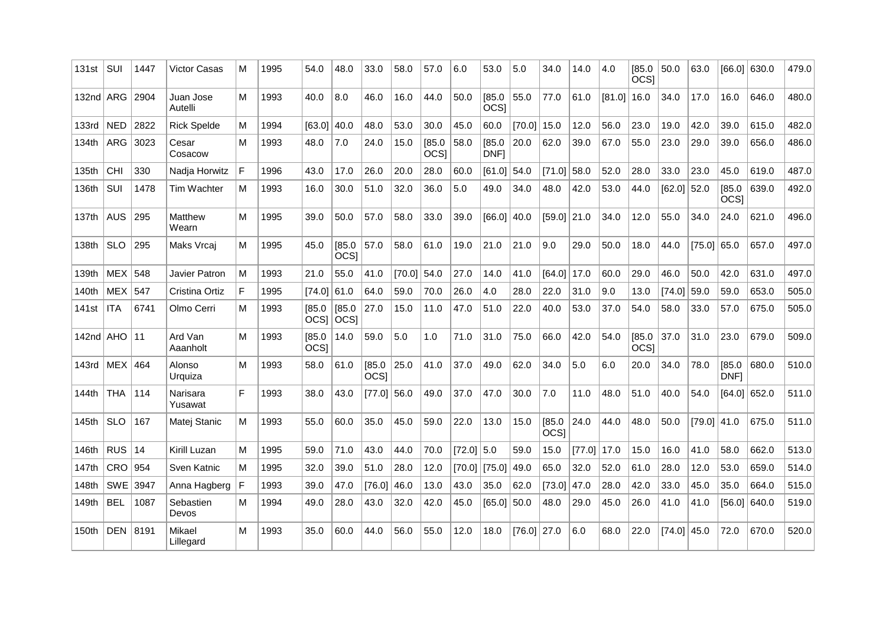| 131st | SUI | 1447 | Victor Casas | M | 1995 | 54.0 | 48.0 | 33.0 | 58.0 | 57.0 | 6.0 | 53.0 | 5.0 | 34.0 | 14.0 | 4.0 | [85.0 OCS] | 50.0 | 63.0 | [66.0] | 630.0 | 479.0 |
|---|---|---|---|---|---|---|---|---|---|---|---|---|---|---|---|---|---|---|---|---|---|---|
| 132nd | ARG | 2904 | Juan Jose Autelli | M | 1993 | 40.0 | 8.0 | 46.0 | 16.0 | 44.0 | 50.0 | [85.0 OCS] | 55.0 | 77.0 | 61.0 | [81.0] | 16.0 | 34.0 | 17.0 | 16.0 | 646.0 | 480.0 |
| 133rd | NED | 2822 | Rick Spelde | M | 1994 | [63.0] | 40.0 | 48.0 | 53.0 | 30.0 | 45.0 | 60.0 | [70.0] | 15.0 | 12.0 | 56.0 | 23.0 | 19.0 | 42.0 | 39.0 | 615.0 | 482.0 |
| 134th | ARG | 3023 | Cesar Cosacow | M | 1993 | 48.0 | 7.0 | 24.0 | 15.0 | [85.0 OCS] | 58.0 | [85.0 DNF] | 20.0 | 62.0 | 39.0 | 67.0 | 55.0 | 23.0 | 29.0 | 39.0 | 656.0 | 486.0 |
| 135th | CHI | 330 | Nadja Horwitz | F | 1996 | 43.0 | 17.0 | 26.0 | 20.0 | 28.0 | 60.0 | [61.0] | 54.0 | [71.0] | 58.0 | 52.0 | 28.0 | 33.0 | 23.0 | 45.0 | 619.0 | 487.0 |
| 136th | SUI | 1478 | Tim Wachter | M | 1993 | 16.0 | 30.0 | 51.0 | 32.0 | 36.0 | 5.0 | 49.0 | 34.0 | 48.0 | 42.0 | 53.0 | 44.0 | [62.0] | 52.0 | [85.0 OCS] | 639.0 | 492.0 |
| 137th | AUS | 295 | Matthew Wearn | M | 1995 | 39.0 | 50.0 | 57.0 | 58.0 | 33.0 | 39.0 | [66.0] | 40.0 | [59.0] | 21.0 | 34.0 | 12.0 | 55.0 | 34.0 | 24.0 | 621.0 | 496.0 |
| 138th | SLO | 295 | Maks Vrcaj | M | 1995 | 45.0 | [85.0 OCS] | 57.0 | 58.0 | 61.0 | 19.0 | 21.0 | 21.0 | 9.0 | 29.0 | 50.0 | 18.0 | 44.0 | [75.0] | 65.0 | 657.0 | 497.0 |
| 139th | MEX | 548 | Javier Patron | M | 1993 | 21.0 | 55.0 | 41.0 | [70.0] | 54.0 | 27.0 | 14.0 | 41.0 | [64.0] | 17.0 | 60.0 | 29.0 | 46.0 | 50.0 | 42.0 | 631.0 | 497.0 |
| 140th | MEX | 547 | Cristina Ortiz | F | 1995 | [74.0] | 61.0 | 64.0 | 59.0 | 70.0 | 26.0 | 4.0 | 28.0 | 22.0 | 31.0 | 9.0 | 13.0 | [74.0] | 59.0 | 59.0 | 653.0 | 505.0 |
| 141st | ITA | 6741 | Olmo Cerri | M | 1993 | [85.0 OCS] | [85.0 OCS] | 27.0 | 15.0 | 11.0 | 47.0 | 51.0 | 22.0 | 40.0 | 53.0 | 37.0 | 54.0 | 58.0 | 33.0 | 57.0 | 675.0 | 505.0 |
| 142nd | AHO | 11 | Ard Van Aaanholt | M | 1993 | [85.0 OCS] | 14.0 | 59.0 | 5.0 | 1.0 | 71.0 | 31.0 | 75.0 | 66.0 | 42.0 | 54.0 | [85.0 OCS] | 37.0 | 31.0 | 23.0 | 679.0 | 509.0 |
| 143rd | MEX | 464 | Alonso Urquiza | M | 1993 | 58.0 | 61.0 | [85.0 OCS] | 25.0 | 41.0 | 37.0 | 49.0 | 62.0 | 34.0 | 5.0 | 6.0 | 20.0 | 34.0 | 78.0 | [85.0 DNF] | 680.0 | 510.0 |
| 144th | THA | 114 | Narisara Yusawat | F | 1993 | 38.0 | 43.0 | [77.0] | 56.0 | 49.0 | 37.0 | 47.0 | 30.0 | 7.0 | 11.0 | 48.0 | 51.0 | 40.0 | 54.0 | [64.0] | 652.0 | 511.0 |
| 145th | SLO | 167 | Matej Stanic | M | 1993 | 55.0 | 60.0 | 35.0 | 45.0 | 59.0 | 22.0 | 13.0 | 15.0 | [85.0 OCS] | 24.0 | 44.0 | 48.0 | 50.0 | [79.0] | 41.0 | 675.0 | 511.0 |
| 146th | RUS | 14 | Kirill Luzan | M | 1995 | 59.0 | 71.0 | 43.0 | 44.0 | 70.0 | [72.0] | 5.0 | 59.0 | 15.0 | [77.0] | 17.0 | 15.0 | 16.0 | 41.0 | 58.0 | 662.0 | 513.0 |
| 147th | CRO | 954 | Sven Katnic | M | 1995 | 32.0 | 39.0 | 51.0 | 28.0 | 12.0 | [70.0] | [75.0] | 49.0 | 65.0 | 32.0 | 52.0 | 61.0 | 28.0 | 12.0 | 53.0 | 659.0 | 514.0 |
| 148th | SWE | 3947 | Anna Hagberg | F | 1993 | 39.0 | 47.0 | [76.0] | 46.0 | 13.0 | 43.0 | 35.0 | 62.0 | [73.0] | 47.0 | 28.0 | 42.0 | 33.0 | 45.0 | 35.0 | 664.0 | 515.0 |
| 149th | BEL | 1087 | Sebastien Devos | M | 1994 | 49.0 | 28.0 | 43.0 | 32.0 | 42.0 | 45.0 | [65.0] | 50.0 | 48.0 | 29.0 | 45.0 | 26.0 | 41.0 | 41.0 | [56.0] | 640.0 | 519.0 |
| 150th | DEN | 8191 | Mikael Lillegard | M | 1993 | 35.0 | 60.0 | 44.0 | 56.0 | 55.0 | 12.0 | 18.0 | [76.0] | 27.0 | 6.0 | 68.0 | 22.0 | [74.0] | 45.0 | 72.0 | 670.0 | 520.0 |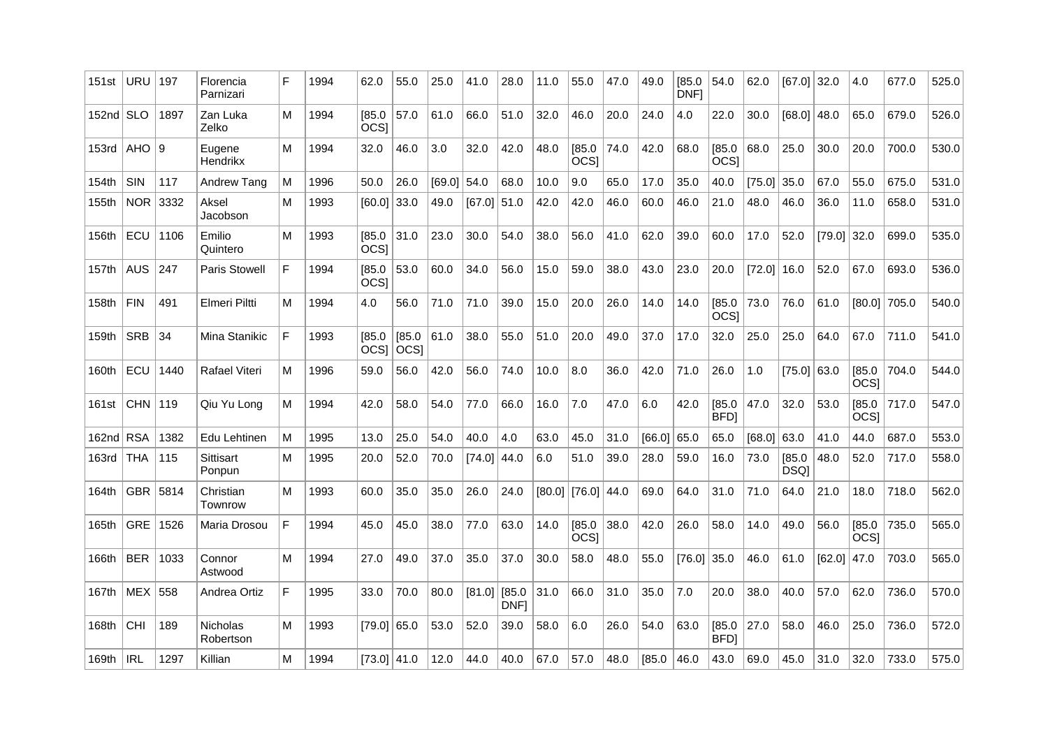| 151st | URU | 197 | Florencia Parnizari | F | 1994 | 62.0 | 55.0 | 25.0 | 41.0 | 28.0 | 11.0 | 55.0 | 47.0 | 49.0 | [85.0 DNF] | 54.0 | 62.0 | [67.0] | 32.0 | 4.0 | 677.0 | 525.0 |
|---|---|---|---|---|---|---|---|---|---|---|---|---|---|---|---|---|---|---|---|---|---|---|
| 152nd | SLO | 1897 | Zan Luka Zelko | M | 1994 | [85.0 OCS] | 57.0 | 61.0 | 66.0 | 51.0 | 32.0 | 46.0 | 20.0 | 24.0 | 4.0 | 22.0 | 30.0 | [68.0] | 48.0 | 65.0 | 679.0 | 526.0 |
| 153rd | AHO | 9 | Eugene Hendrikx | M | 1994 | 32.0 | 46.0 | 3.0 | 32.0 | 42.0 | 48.0 | [85.0 OCS] | 74.0 | 42.0 | 68.0 | [85.0 OCS] | 68.0 | 25.0 | 30.0 | 20.0 | 700.0 | 530.0 |
| 154th | SIN | 117 | Andrew Tang | M | 1996 | 50.0 | 26.0 | [69.0] | 54.0 | 68.0 | 10.0 | 9.0 | 65.0 | 17.0 | 35.0 | 40.0 | [75.0] | 35.0 | 67.0 | 55.0 | 675.0 | 531.0 |
| 155th | NOR | 3332 | Aksel Jacobson | M | 1993 | [60.0] | 33.0 | 49.0 | [67.0] | 51.0 | 42.0 | 42.0 | 46.0 | 60.0 | 46.0 | 21.0 | 48.0 | 46.0 | 36.0 | 11.0 | 658.0 | 531.0 |
| 156th | ECU | 1106 | Emilio Quintero | M | 1993 | [85.0 OCS] | 31.0 | 23.0 | 30.0 | 54.0 | 38.0 | 56.0 | 41.0 | 62.0 | 39.0 | 60.0 | 17.0 | 52.0 | [79.0] | 32.0 | 699.0 | 535.0 |
| 157th | AUS | 247 | Paris Stowell | F | 1994 | [85.0 OCS] | 53.0 | 60.0 | 34.0 | 56.0 | 15.0 | 59.0 | 38.0 | 43.0 | 23.0 | 20.0 | [72.0] | 16.0 | 52.0 | 67.0 | 693.0 | 536.0 |
| 158th | FIN | 491 | Elmeri Piltti | M | 1994 | 4.0 | 56.0 | 71.0 | 71.0 | 39.0 | 15.0 | 20.0 | 26.0 | 14.0 | 14.0 | [85.0 OCS] | 73.0 | 76.0 | 61.0 | [80.0] | 705.0 | 540.0 |
| 159th | SRB | 34 | Mina Stanikic | F | 1993 | [85.0 OCS] | [85.0 OCS] | 61.0 | 38.0 | 55.0 | 51.0 | 20.0 | 49.0 | 37.0 | 17.0 | 32.0 | 25.0 | 25.0 | 64.0 | 67.0 | 711.0 | 541.0 |
| 160th | ECU | 1440 | Rafael Viteri | M | 1996 | 59.0 | 56.0 | 42.0 | 56.0 | 74.0 | 10.0 | 8.0 | 36.0 | 42.0 | 71.0 | 26.0 | 1.0 | [75.0] | 63.0 | [85.0 OCS] | 704.0 | 544.0 |
| 161st | CHN | 119 | Qiu Yu Long | M | 1994 | 42.0 | 58.0 | 54.0 | 77.0 | 66.0 | 16.0 | 7.0 | 47.0 | 6.0 | 42.0 | [85.0 BFD] | 47.0 | 32.0 | 53.0 | [85.0 OCS] | 717.0 | 547.0 |
| 162nd | RSA | 1382 | Edu Lehtinen | M | 1995 | 13.0 | 25.0 | 54.0 | 40.0 | 4.0 | 63.0 | 45.0 | 31.0 | [66.0] | 65.0 | 65.0 | [68.0] | 63.0 | 41.0 | 44.0 | 687.0 | 553.0 |
| 163rd | THA | 115 | Sittisart Ponpun | M | 1995 | 20.0 | 52.0 | 70.0 | [74.0] | 44.0 | 6.0 | 51.0 | 39.0 | 28.0 | 59.0 | 16.0 | 73.0 | [85.0 DSQ] | 48.0 | 52.0 | 717.0 | 558.0 |
| 164th | GBR | 5814 | Christian Townrow | M | 1993 | 60.0 | 35.0 | 35.0 | 26.0 | 24.0 | [80.0] | [76.0] | 44.0 | 69.0 | 64.0 | 31.0 | 71.0 | 64.0 | 21.0 | 18.0 | 718.0 | 562.0 |
| 165th | GRE | 1526 | Maria Drosou | F | 1994 | 45.0 | 45.0 | 38.0 | 77.0 | 63.0 | 14.0 | [85.0 OCS] | 38.0 | 42.0 | 26.0 | 58.0 | 14.0 | 49.0 | 56.0 | [85.0 OCS] | 735.0 | 565.0 |
| 166th | BER | 1033 | Connor Astwood | M | 1994 | 27.0 | 49.0 | 37.0 | 35.0 | 37.0 | 30.0 | 58.0 | 48.0 | 55.0 | [76.0] | 35.0 | 46.0 | 61.0 | [62.0] | 47.0 | 703.0 | 565.0 |
| 167th | MEX | 558 | Andrea Ortiz | F | 1995 | 33.0 | 70.0 | 80.0 | [81.0] | [85.0 DNF] | 31.0 | 66.0 | 31.0 | 35.0 | 7.0 | 20.0 | 38.0 | 40.0 | 57.0 | 62.0 | 736.0 | 570.0 |
| 168th | CHI | 189 | Nicholas Robertson | M | 1993 | [79.0] | 65.0 | 53.0 | 52.0 | 39.0 | 58.0 | 6.0 | 26.0 | 54.0 | 63.0 | [85.0 BFD] | 27.0 | 58.0 | 46.0 | 25.0 | 736.0 | 572.0 |
| 169th | IRL | 1297 | Killian | M | 1994 | [73.0] | 41.0 | 12.0 | 44.0 | 40.0 | 67.0 | 57.0 | 48.0 | [85.0 | 46.0 | 43.0 | 69.0 | 45.0 | 31.0 | 32.0 | 733.0 | 575.0 |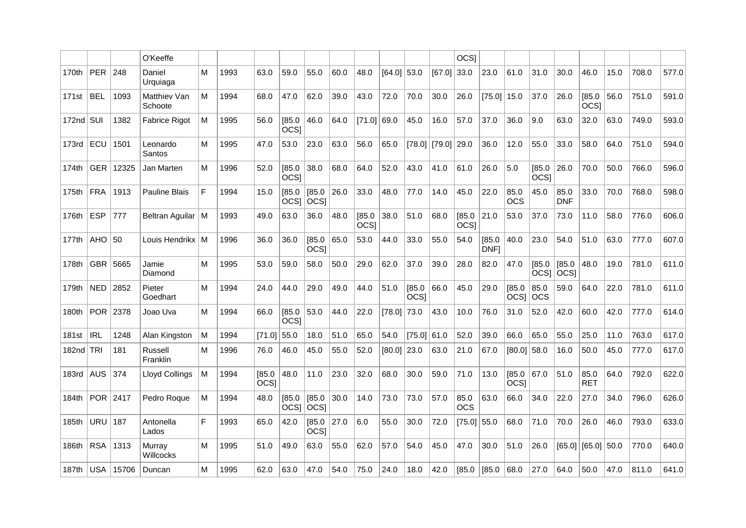| | | | | | | | | | | | | | | | | | | | | | | | | |
|---|---|---|---|---|---|---|---|---|---|---|---|---|---|---|---|---|---|---|---|---|---|---|---|---|
| | | | O'Keeffe | | | | | | | | | | | | OCS] | | | | | | | | | |
| 170th | PER | 248 | Daniel Urquiaga | M | 1993 | 63.0 | 59.0 | 55.0 | 60.0 | 48.0 | [64.0] | 53.0 | [67.0] | 33.0 | 23.0 | 61.0 | 31.0 | 30.0 | 46.0 | 15.0 | 708.0 | 577.0 |
| 171st | BEL | 1093 | Matthiev Van Schoote | M | 1994 | 68.0 | 47.0 | 62.0 | 39.0 | 43.0 | 72.0 | 70.0 | 30.0 | 26.0 | [75.0] | 15.0 | 37.0 | 26.0 | [85.0 OCS] | 56.0 | 751.0 | 591.0 |
| 172nd | SUI | 1382 | Fabrice Rigot | M | 1995 | 56.0 | [85.0 OCS] | 46.0 | 64.0 | [71.0] | 69.0 | 45.0 | 16.0 | 57.0 | 37.0 | 36.0 | 9.0 | 63.0 | 32.0 | 63.0 | 749.0 | 593.0 |
| 173rd | ECU | 1501 | Leonardo Santos | M | 1995 | 47.0 | 53.0 | 23.0 | 63.0 | 56.0 | 65.0 | [78.0] | [79.0] | 29.0 | 36.0 | 12.0 | 55.0 | 33.0 | 58.0 | 64.0 | 751.0 | 594.0 |
| 174th | GER | 12325 | Jan Marten | M | 1996 | 52.0 | [85.0 OCS] | 38.0 | 68.0 | 64.0 | 52.0 | 43.0 | 41.0 | 61.0 | 26.0 | 5.0 | [85.0 OCS] | 26.0 | 70.0 | 50.0 | 766.0 | 596.0 |
| 175th | FRA | 1913 | Pauline Blais | F | 1994 | 15.0 | [85.0 OCS] | [85.0 OCS] | 26.0 | 33.0 | 48.0 | 77.0 | 14.0 | 45.0 | 22.0 | 85.0 OCS | 45.0 | 85.0 DNF | 33.0 | 70.0 | 768.0 | 598.0 |
| 176th | ESP | 777 | Beltran Aguilar | M | 1993 | 49.0 | 63.0 | 36.0 | 48.0 | [85.0 OCS] | 38.0 | 51.0 | 68.0 | [85.0 OCS] | 21.0 | 53.0 | 37.0 | 73.0 | 11.0 | 58.0 | 776.0 | 606.0 |
| 177th | AHO | 50 | Louis Hendrikx | M | 1996 | 36.0 | 36.0 | [85.0 OCS] | 65.0 | 53.0 | 44.0 | 33.0 | 55.0 | 54.0 | [85.0 DNF] | 40.0 | 23.0 | 54.0 | 51.0 | 63.0 | 777.0 | 607.0 |
| 178th | GBR | 5665 | Jamie Diamond | M | 1995 | 53.0 | 59.0 | 58.0 | 50.0 | 29.0 | 62.0 | 37.0 | 39.0 | 28.0 | 82.0 | 47.0 | [85.0 OCS] | [85.0 OCS] | 48.0 | 19.0 | 781.0 | 611.0 |
| 179th | NED | 2852 | Pieter Goedhart | M | 1994 | 24.0 | 44.0 | 29.0 | 49.0 | 44.0 | 51.0 | [85.0 OCS] | 66.0 | 45.0 | 29.0 | [85.0 OCS] | 85.0 OCS | 59.0 | 64.0 | 22.0 | 781.0 | 611.0 |
| 180th | POR | 2378 | Joao Uva | M | 1994 | 66.0 | [85.0 OCS] | 53.0 | 44.0 | 22.0 | [78.0] | 73.0 | 43.0 | 10.0 | 76.0 | 31.0 | 52.0 | 42.0 | 60.0 | 42.0 | 777.0 | 614.0 |
| 181st | IRL | 1248 | Alan Kingston | M | 1994 | [71.0] | 55.0 | 18.0 | 51.0 | 65.0 | 54.0 | [75.0] | 61.0 | 52.0 | 39.0 | 66.0 | 65.0 | 55.0 | 25.0 | 11.0 | 763.0 | 617.0 |
| 182nd | TRI | 181 | Russell Franklin | M | 1996 | 76.0 | 46.0 | 45.0 | 55.0 | 52.0 | [80.0] | 23.0 | 63.0 | 21.0 | 67.0 | [80.0] | 58.0 | 16.0 | 50.0 | 45.0 | 777.0 | 617.0 |
| 183rd | AUS | 374 | Lloyd Collings | M | 1994 | [85.0 OCS] | 48.0 | 11.0 | 23.0 | 32.0 | 68.0 | 30.0 | 59.0 | 71.0 | 13.0 | [85.0 OCS] | 67.0 | 51.0 | 85.0 RET | 64.0 | 792.0 | 622.0 |
| 184th | POR | 2417 | Pedro Roque | M | 1994 | 48.0 | [85.0 OCS] | [85.0 OCS] | 30.0 | 14.0 | 73.0 | 73.0 | 57.0 | 85.0 OCS | 63.0 | 66.0 | 34.0 | 22.0 | 27.0 | 34.0 | 796.0 | 626.0 |
| 185th | URU | 187 | Antonella Lados | F | 1993 | 65.0 | 42.0 | [85.0 OCS] | 27.0 | 6.0 | 55.0 | 30.0 | 72.0 | [75.0] | 55.0 | 68.0 | 71.0 | 70.0 | 26.0 | 46.0 | 793.0 | 633.0 |
| 186th | RSA | 1313 | Murray Willcocks | M | 1995 | 51.0 | 49.0 | 63.0 | 55.0 | 62.0 | 57.0 | 54.0 | 45.0 | 47.0 | 30.0 | 51.0 | 26.0 | [65.0] | [65.0] | 50.0 | 770.0 | 640.0 |
| 187th | USA | 15706 | Duncan | M | 1995 | 62.0 | 63.0 | 47.0 | 54.0 | 75.0 | 24.0 | 18.0 | 42.0 | [85.0 | [85.0 | 68.0 | 27.0 | 64.0 | 50.0 | 47.0 | 811.0 | 641.0 |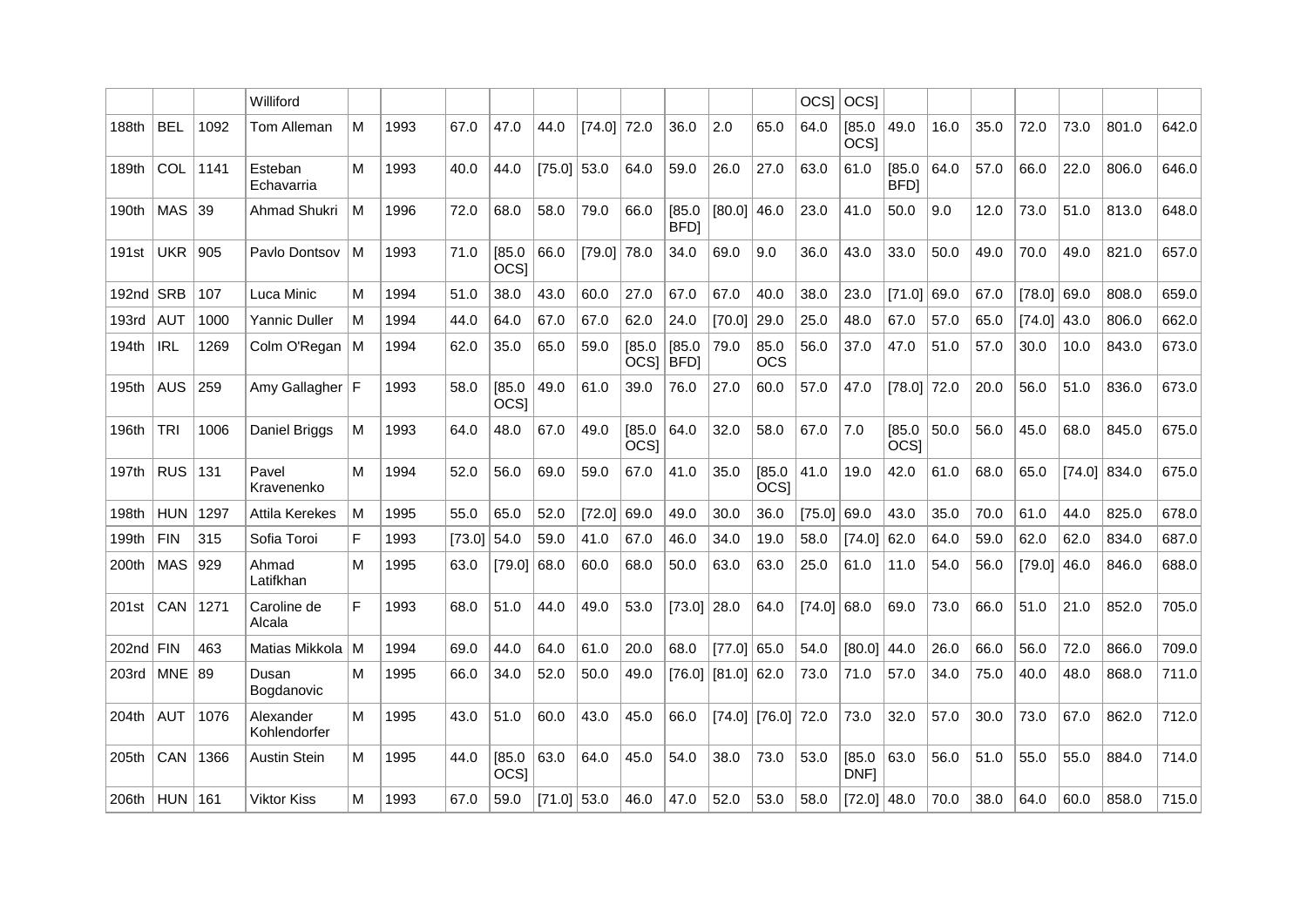| | | | Williford | | | | | | | | | | | | | OCS] | OCS] | | | | | | | |
|---|---|---|---|---|---|---|---|---|---|---|---|---|---|---|---|---|---|---|---|---|---|---|---|---|
| 188th | BEL | 1092 | Tom Alleman | M | 1993 | 67.0 | 47.0 | 44.0 | [74.0] | 72.0 | 36.0 | 2.0 | 65.0 | 64.0 | [85.0 OCS] | 49.0 | 16.0 | 35.0 | 72.0 | 73.0 | 801.0 | 642.0 |
| 189th | COL | 1141 | Esteban Echavarria | M | 1993 | 40.0 | 44.0 | [75.0] | 53.0 | 64.0 | 59.0 | 26.0 | 27.0 | 63.0 | 61.0 | [85.0 BFD] | 64.0 | 57.0 | 66.0 | 22.0 | 806.0 | 646.0 |
| 190th | MAS | 39 | Ahmad Shukri | M | 1996 | 72.0 | 68.0 | 58.0 | 79.0 | 66.0 | [85.0 BFD] | [80.0] | 46.0 | 23.0 | 41.0 | 50.0 | 9.0 | 12.0 | 73.0 | 51.0 | 813.0 | 648.0 |
| 191st | UKR | 905 | Pavlo Dontsov | M | 1993 | 71.0 | [85.0 OCS] | 66.0 | [79.0] | 78.0 | 34.0 | 69.0 | 9.0 | 36.0 | 43.0 | 33.0 | 50.0 | 49.0 | 70.0 | 49.0 | 821.0 | 657.0 |
| 192nd | SRB | 107 | Luca Minic | M | 1994 | 51.0 | 38.0 | 43.0 | 60.0 | 27.0 | 67.0 | 67.0 | 40.0 | 38.0 | 23.0 | [71.0] | 69.0 | 67.0 | [78.0] | 69.0 | 808.0 | 659.0 |
| 193rd | AUT | 1000 | Yannic Duller | M | 1994 | 44.0 | 64.0 | 67.0 | 67.0 | 62.0 | 24.0 | [70.0] | 29.0 | 25.0 | 48.0 | 67.0 | 57.0 | 65.0 | [74.0] | 43.0 | 806.0 | 662.0 |
| 194th | IRL | 1269 | Colm O'Regan | M | 1994 | 62.0 | 35.0 | 65.0 | 59.0 | [85.0 OCS] | [85.0 BFD] | 79.0 | 85.0 OCS | 56.0 | 37.0 | 47.0 | 51.0 | 57.0 | 30.0 | 10.0 | 843.0 | 673.0 |
| 195th | AUS | 259 | Amy Gallagher | F | 1993 | 58.0 | [85.0 OCS] | 49.0 | 61.0 | 39.0 | 76.0 | 27.0 | 60.0 | 57.0 | 47.0 | [78.0] | 72.0 | 20.0 | 56.0 | 51.0 | 836.0 | 673.0 |
| 196th | TRI | 1006 | Daniel Briggs | M | 1993 | 64.0 | 48.0 | 67.0 | 49.0 | [85.0 OCS] | 64.0 | 32.0 | 58.0 | 67.0 | 7.0 | [85.0 OCS] | 50.0 | 56.0 | 45.0 | 68.0 | 845.0 | 675.0 |
| 197th | RUS | 131 | Pavel Kravenenko | M | 1994 | 52.0 | 56.0 | 69.0 | 59.0 | 67.0 | 41.0 | 35.0 | [85.0 OCS] | 41.0 | 19.0 | 42.0 | 61.0 | 68.0 | 65.0 | [74.0] | 834.0 | 675.0 |
| 198th | HUN | 1297 | Attila Kerekes | M | 1995 | 55.0 | 65.0 | 52.0 | [72.0] | 69.0 | 49.0 | 30.0 | 36.0 | [75.0] | 69.0 | 43.0 | 35.0 | 70.0 | 61.0 | 44.0 | 825.0 | 678.0 |
| 199th | FIN | 315 | Sofia Toroi | F | 1993 | [73.0] | 54.0 | 59.0 | 41.0 | 67.0 | 46.0 | 34.0 | 19.0 | 58.0 | [74.0] | 62.0 | 64.0 | 59.0 | 62.0 | 62.0 | 834.0 | 687.0 |
| 200th | MAS | 929 | Ahmad Latifkhan | M | 1995 | 63.0 | [79.0] | 68.0 | 60.0 | 68.0 | 50.0 | 63.0 | 63.0 | 25.0 | 61.0 | 11.0 | 54.0 | 56.0 | [79.0] | 46.0 | 846.0 | 688.0 |
| 201st | CAN | 1271 | Caroline de Alcala | F | 1993 | 68.0 | 51.0 | 44.0 | 49.0 | 53.0 | [73.0] | 28.0 | 64.0 | [74.0] | 68.0 | 69.0 | 73.0 | 66.0 | 51.0 | 21.0 | 852.0 | 705.0 |
| 202nd | FIN | 463 | Matias Mikkola | M | 1994 | 69.0 | 44.0 | 64.0 | 61.0 | 20.0 | 68.0 | [77.0] | 65.0 | 54.0 | [80.0] | 44.0 | 26.0 | 66.0 | 56.0 | 72.0 | 866.0 | 709.0 |
| 203rd | MNE | 89 | Dusan Bogdanovic | M | 1995 | 66.0 | 34.0 | 52.0 | 50.0 | 49.0 | [76.0] | [81.0] | 62.0 | 73.0 | 71.0 | 57.0 | 34.0 | 75.0 | 40.0 | 48.0 | 868.0 | 711.0 |
| 204th | AUT | 1076 | Alexander Kohlendorfer | M | 1995 | 43.0 | 51.0 | 60.0 | 43.0 | 45.0 | 66.0 | [74.0] | [76.0] | 72.0 | 73.0 | 32.0 | 57.0 | 30.0 | 73.0 | 67.0 | 862.0 | 712.0 |
| 205th | CAN | 1366 | Austin Stein | M | 1995 | 44.0 | [85.0 OCS] | 63.0 | 64.0 | 45.0 | 54.0 | 38.0 | 73.0 | 53.0 | [85.0 DNF] | 63.0 | 56.0 | 51.0 | 55.0 | 55.0 | 884.0 | 714.0 |
| 206th | HUN | 161 | Viktor Kiss | M | 1993 | 67.0 | 59.0 | [71.0] | 53.0 | 46.0 | 47.0 | 52.0 | 53.0 | 58.0 | [72.0] | 48.0 | 70.0 | 38.0 | 64.0 | 60.0 | 858.0 | 715.0 |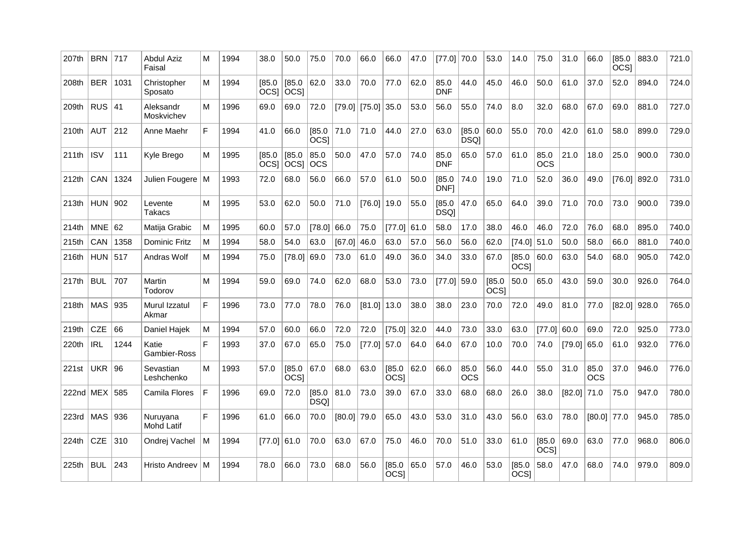| 207th | BRN | 717 | Abdul Aziz Faisal | M | 1994 | 38.0 | 50.0 | 75.0 | 70.0 | 66.0 | 66.0 | 47.0 | [77.0] | 70.0 | 53.0 | 14.0 | 75.0 | 31.0 | 66.0 | [85.0 OCS] | 883.0 | 721.0 |
|---|---|---|---|---|---|---|---|---|---|---|---|---|---|---|---|---|---|---|---|---|---|---|
| 208th | BER | 1031 | Christopher Sposato | M | 1994 | [85.0 OCS] | [85.0 OCS] | 62.0 | 33.0 | 70.0 | 77.0 | 62.0 | 85.0 DNF | 44.0 | 45.0 | 46.0 | 50.0 | 61.0 | 37.0 | 52.0 | 894.0 | 724.0 |
| 209th | RUS | 41 | Aleksandr Moskvichev | M | 1996 | 69.0 | 69.0 | 72.0 | [79.0] | [75.0] | 35.0 | 53.0 | 56.0 | 55.0 | 74.0 | 8.0 | 32.0 | 68.0 | 67.0 | 69.0 | 881.0 | 727.0 |
| 210th | AUT | 212 | Anne Maehr | F | 1994 | 41.0 | 66.0 | [85.0 OCS] | 71.0 | 71.0 | 44.0 | 27.0 | 63.0 | [85.0 DSQ] | 60.0 | 55.0 | 70.0 | 42.0 | 61.0 | 58.0 | 899.0 | 729.0 |
| 211th | ISV | 111 | Kyle Brego | M | 1995 | [85.0 OCS] | [85.0 OCS] | 85.0 OCS | 50.0 | 47.0 | 57.0 | 74.0 | 85.0 DNF | 65.0 | 57.0 | 61.0 | 85.0 OCS | 21.0 | 18.0 | 25.0 | 900.0 | 730.0 |
| 212th | CAN | 1324 | Julien Fougere | M | 1993 | 72.0 | 68.0 | 56.0 | 66.0 | 57.0 | 61.0 | 50.0 | [85.0 DNF] | 74.0 | 19.0 | 71.0 | 52.0 | 36.0 | 49.0 | [76.0] | 892.0 | 731.0 |
| 213th | HUN | 902 | Levente Takacs | M | 1995 | 53.0 | 62.0 | 50.0 | 71.0 | [76.0] | 19.0 | 55.0 | [85.0 DSQ] | 47.0 | 65.0 | 64.0 | 39.0 | 71.0 | 70.0 | 73.0 | 900.0 | 739.0 |
| 214th | MNE | 62 | Matija Grabic | M | 1995 | 60.0 | 57.0 | [78.0] | 66.0 | 75.0 | [77.0] | 61.0 | 58.0 | 17.0 | 38.0 | 46.0 | 46.0 | 72.0 | 76.0 | 68.0 | 895.0 | 740.0 |
| 215th | CAN | 1358 | Dominic Fritz | M | 1994 | 58.0 | 54.0 | 63.0 | [67.0] | 46.0 | 63.0 | 57.0 | 56.0 | 56.0 | 62.0 | [74.0] | 51.0 | 50.0 | 58.0 | 66.0 | 881.0 | 740.0 |
| 216th | HUN | 517 | Andras Wolf | M | 1994 | 75.0 | [78.0] | 69.0 | 73.0 | 61.0 | 49.0 | 36.0 | 34.0 | 33.0 | 67.0 | [85.0 OCS] | 60.0 | 63.0 | 54.0 | 68.0 | 905.0 | 742.0 |
| 217th | BUL | 707 | Martin Todorov | M | 1994 | 59.0 | 69.0 | 74.0 | 62.0 | 68.0 | 53.0 | 73.0 | [77.0] | 59.0 | [85.0 OCS] | 50.0 | 65.0 | 43.0 | 59.0 | 30.0 | 926.0 | 764.0 |
| 218th | MAS | 935 | Murul Izzatul Akmar | F | 1996 | 73.0 | 77.0 | 78.0 | 76.0 | [81.0] | 13.0 | 38.0 | 38.0 | 23.0 | 70.0 | 72.0 | 49.0 | 81.0 | 77.0 | [82.0] | 928.0 | 765.0 |
| 219th | CZE | 66 | Daniel Hajek | M | 1994 | 57.0 | 60.0 | 66.0 | 72.0 | 72.0 | [75.0] | 32.0 | 44.0 | 73.0 | 33.0 | 63.0 | [77.0] | 60.0 | 69.0 | 72.0 | 925.0 | 773.0 |
| 220th | IRL | 1244 | Katie Gambier-Ross | F | 1993 | 37.0 | 67.0 | 65.0 | 75.0 | [77.0] | 57.0 | 64.0 | 64.0 | 67.0 | 10.0 | 70.0 | 74.0 | [79.0] | 65.0 | 61.0 | 932.0 | 776.0 |
| 221st | UKR | 96 | Sevastian Leshchenko | M | 1993 | 57.0 | [85.0 OCS] | 67.0 | 68.0 | 63.0 | [85.0 OCS] | 62.0 | 66.0 | 85.0 OCS | 56.0 | 44.0 | 55.0 | 31.0 | 85.0 OCS | 37.0 | 946.0 | 776.0 |
| 222nd | MEX | 585 | Camila Flores | F | 1996 | 69.0 | 72.0 | [85.0 DSQ] | 81.0 | 73.0 | 39.0 | 67.0 | 33.0 | 68.0 | 68.0 | 26.0 | 38.0 | [82.0] | 71.0 | 75.0 | 947.0 | 780.0 |
| 223rd | MAS | 936 | Nuruyana Mohd Latif | F | 1996 | 61.0 | 66.0 | 70.0 | [80.0] | 79.0 | 65.0 | 43.0 | 53.0 | 31.0 | 43.0 | 56.0 | 63.0 | 78.0 | [80.0] | 77.0 | 945.0 | 785.0 |
| 224th | CZE | 310 | Ondrej Vachel | M | 1994 | [77.0] | 61.0 | 70.0 | 63.0 | 67.0 | 75.0 | 46.0 | 70.0 | 51.0 | 33.0 | 61.0 | [85.0 OCS] | 69.0 | 63.0 | 77.0 | 968.0 | 806.0 |
| 225th | BUL | 243 | Hristo Andreev | M | 1994 | 78.0 | 66.0 | 73.0 | 68.0 | 56.0 | [85.0 OCS] | 65.0 | 57.0 | 46.0 | 53.0 | [85.0 OCS] | 58.0 | 47.0 | 68.0 | 74.0 | 979.0 | 809.0 |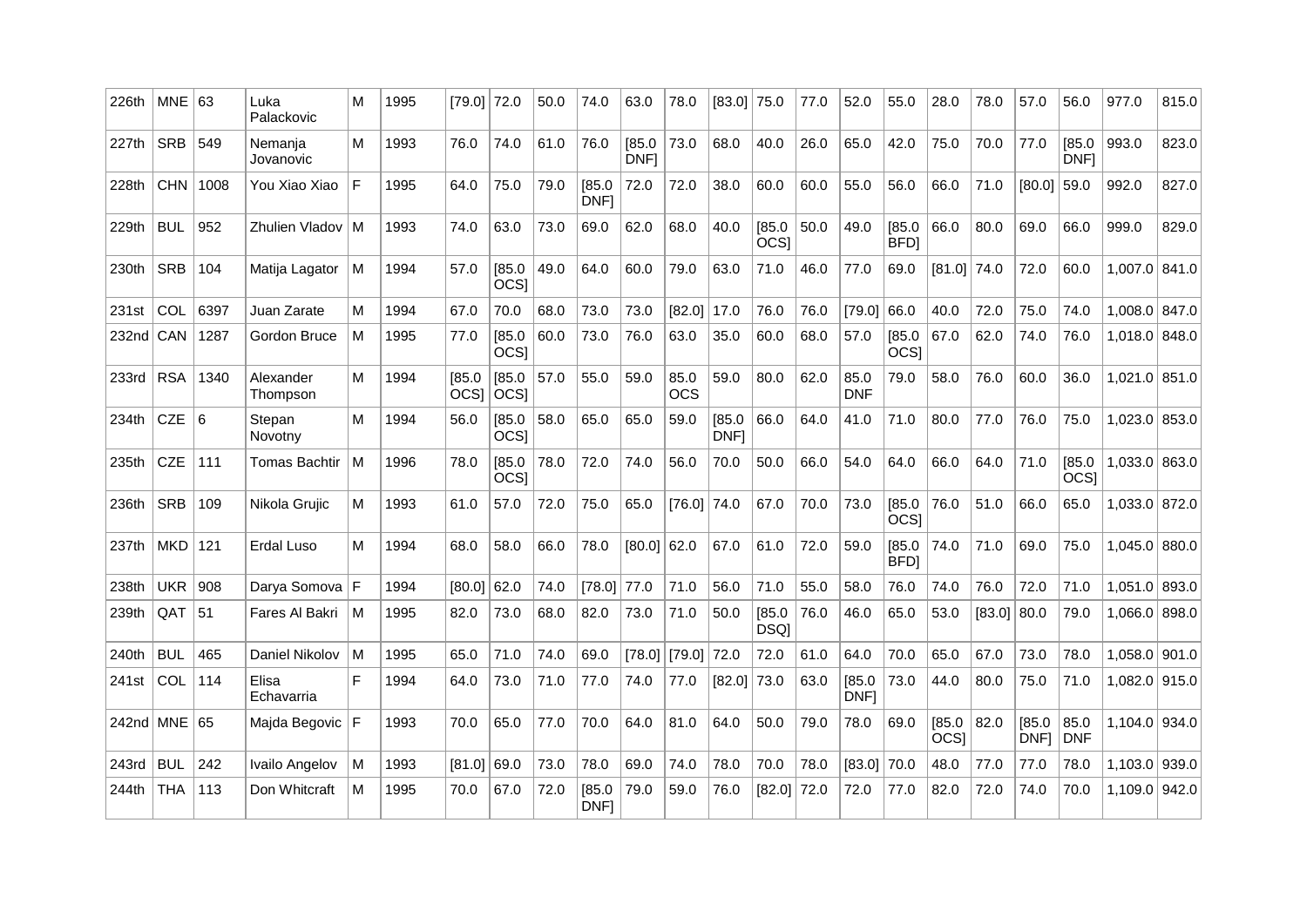| 226th | MNE | 63 | Luka Palackovic | M | 1995 | [79.0] | 72.0 | 50.0 | 74.0 | 63.0 | 78.0 | [83.0] | 75.0 | 77.0 | 52.0 | 55.0 | 28.0 | 78.0 | 57.0 | 56.0 | 977.0 | 815.0 |
|---|---|---|---|---|---|---|---|---|---|---|---|---|---|---|---|---|---|---|---|---|---|---|
| 227th | SRB | 549 | Nemanja Jovanovic | M | 1993 | 76.0 | 74.0 | 61.0 | 76.0 | [85.0 DNF] | 73.0 | 68.0 | 40.0 | 26.0 | 65.0 | 42.0 | 75.0 | 70.0 | 77.0 | [85.0 DNF] | 993.0 | 823.0 |
| 228th | CHN | 1008 | You Xiao Xiao | F | 1995 | 64.0 | 75.0 | 79.0 | [85.0 DNF] | 72.0 | 72.0 | 38.0 | 60.0 | 60.0 | 55.0 | 56.0 | 66.0 | 71.0 | [80.0] | 59.0 | 992.0 | 827.0 |
| 229th | BUL | 952 | Zhulien Vladov | M | 1993 | 74.0 | 63.0 | 73.0 | 69.0 | 62.0 | 68.0 | 40.0 | [85.0 OCS] | 50.0 | 49.0 | [85.0 BFD] | 66.0 | 80.0 | 69.0 | 66.0 | 999.0 | 829.0 |
| 230th | SRB | 104 | Matija Lagator | M | 1994 | 57.0 | [85.0 OCS] | 49.0 | 64.0 | 60.0 | 79.0 | 63.0 | 71.0 | 46.0 | 77.0 | 69.0 | [81.0] | 74.0 | 72.0 | 60.0 | 1,007.0 | 841.0 |
| 231st | COL | 6397 | Juan Zarate | M | 1994 | 67.0 | 70.0 | 68.0 | 73.0 | 73.0 | [82.0] | 17.0 | 76.0 | 76.0 | [79.0] | 66.0 | 40.0 | 72.0 | 75.0 | 74.0 | 1,008.0 | 847.0 |
| 232nd | CAN | 1287 | Gordon Bruce | M | 1995 | 77.0 | [85.0 OCS] | 60.0 | 73.0 | 76.0 | 63.0 | 35.0 | 60.0 | 68.0 | 57.0 | [85.0 OCS] | 67.0 | 62.0 | 74.0 | 76.0 | 1,018.0 | 848.0 |
| 233rd | RSA | 1340 | Alexander Thompson | M | 1994 | [85.0 OCS] | [85.0 OCS] | 57.0 | 55.0 | 59.0 | 85.0 OCS | 59.0 | 80.0 | 62.0 | 85.0 DNF | 79.0 | 58.0 | 76.0 | 60.0 | 36.0 | 1,021.0 | 851.0 |
| 234th | CZE | 6 | Stepan Novotny | M | 1994 | 56.0 | [85.0 OCS] | 58.0 | 65.0 | 65.0 | 59.0 | [85.0 DNF] | 66.0 | 64.0 | 41.0 | 71.0 | 80.0 | 77.0 | 76.0 | 75.0 | 1,023.0 | 853.0 |
| 235th | CZE | 111 | Tomas Bachtir | M | 1996 | 78.0 | [85.0 OCS] | 78.0 | 72.0 | 74.0 | 56.0 | 70.0 | 50.0 | 66.0 | 54.0 | 64.0 | 66.0 | 64.0 | 71.0 | [85.0 OCS] | 1,033.0 | 863.0 |
| 236th | SRB | 109 | Nikola Grujic | M | 1993 | 61.0 | 57.0 | 72.0 | 75.0 | 65.0 | [76.0] | 74.0 | 67.0 | 70.0 | 73.0 | [85.0 OCS] | 76.0 | 51.0 | 66.0 | 65.0 | 1,033.0 | 872.0 |
| 237th | MKD | 121 | Erdal Luso | M | 1994 | 68.0 | 58.0 | 66.0 | 78.0 | [80.0] | 62.0 | 67.0 | 61.0 | 72.0 | 59.0 | [85.0 BFD] | 74.0 | 71.0 | 69.0 | 75.0 | 1,045.0 | 880.0 |
| 238th | UKR | 908 | Darya Somova | F | 1994 | [80.0] | 62.0 | 74.0 | [78.0] | 77.0 | 71.0 | 56.0 | 71.0 | 55.0 | 58.0 | 76.0 | 74.0 | 76.0 | 72.0 | 71.0 | 1,051.0 | 893.0 |
| 239th | QAT | 51 | Fares Al Bakri | M | 1995 | 82.0 | 73.0 | 68.0 | 82.0 | 73.0 | 71.0 | 50.0 | [85.0 DSQ] | 76.0 | 46.0 | 65.0 | 53.0 | [83.0] | 80.0 | 79.0 | 1,066.0 | 898.0 |
| 240th | BUL | 465 | Daniel Nikolov | M | 1995 | 65.0 | 71.0 | 74.0 | 69.0 | [78.0] | [79.0] | 72.0 | 72.0 | 61.0 | 64.0 | 70.0 | 65.0 | 67.0 | 73.0 | 78.0 | 1,058.0 | 901.0 |
| 241st | COL | 114 | Elisa Echavarria | F | 1994 | 64.0 | 73.0 | 71.0 | 77.0 | 74.0 | 77.0 | [82.0] | 73.0 | 63.0 | [85.0 DNF] | 73.0 | 44.0 | 80.0 | 75.0 | 71.0 | 1,082.0 | 915.0 |
| 242nd | MNE | 65 | Majda Begovic | F | 1993 | 70.0 | 65.0 | 77.0 | 70.0 | 64.0 | 81.0 | 64.0 | 50.0 | 79.0 | 78.0 | 69.0 | [85.0 OCS] | 82.0 | [85.0 DNF] | 85.0 DNF | 1,104.0 | 934.0 |
| 243rd | BUL | 242 | Ivailo Angelov | M | 1993 | [81.0] | 69.0 | 73.0 | 78.0 | 69.0 | 74.0 | 78.0 | 70.0 | 78.0 | [83.0] | 70.0 | 48.0 | 77.0 | 77.0 | 78.0 | 1,103.0 | 939.0 |
| 244th | THA | 113 | Don Whitcraft | M | 1995 | 70.0 | 67.0 | 72.0 | [85.0 DNF] | 79.0 | 59.0 | 76.0 | [82.0] | 72.0 | 72.0 | 77.0 | 82.0 | 72.0 | 74.0 | 70.0 | 1,109.0 | 942.0 |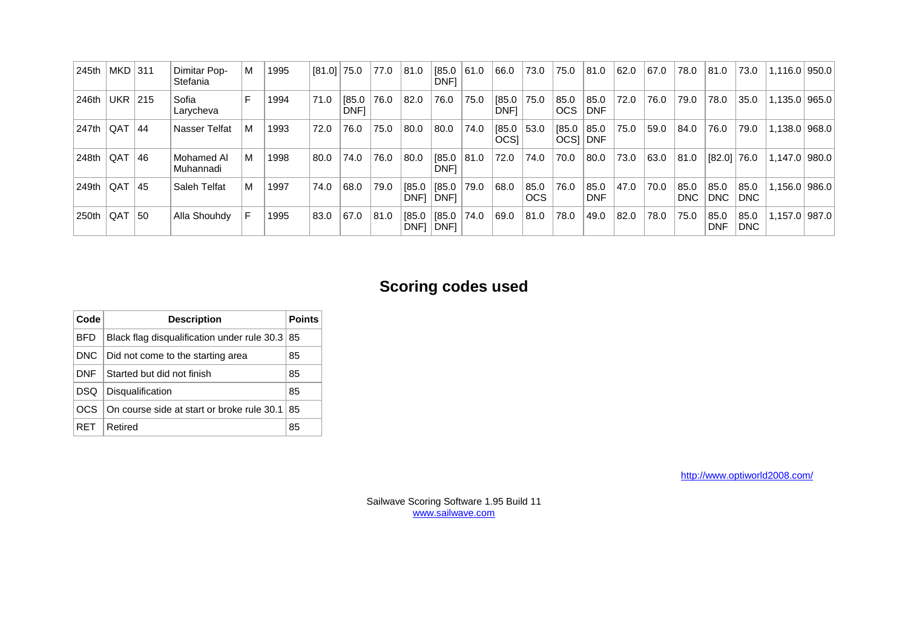| | | | | | | | | | | | | | | | | | | | | | | | | |
|---|---|---|---|---|---|---|---|---|---|---|---|---|---|---|---|---|---|---|---|---|---|---|---|---|
| 245th | MKD | 311 | Dimitar Pop-Stefania | M | 1995 | [81.0] | 75.0 | 77.0 | 81.0 | [85.0 DNF] | 61.0 | 66.0 | 73.0 | 75.0 | 81.0 | 62.0 | 67.0 | 78.0 | 81.0 | 73.0 | 1,116.0 | 950.0 |
| 246th | UKR | 215 | Sofia Larycheva | F | 1994 | 71.0 | [85.0 DNF] | 76.0 | 82.0 | 76.0 | 75.0 | [85.0 DNF] | 75.0 | 85.0 OCS | 85.0 DNF | 72.0 | 76.0 | 79.0 | 78.0 | 35.0 | 1,135.0 | 965.0 |
| 247th | QAT | 44 | Nasser Telfat | M | 1993 | 72.0 | 76.0 | 75.0 | 80.0 | 80.0 | 74.0 | [85.0 OCS] | 53.0 | [85.0 OCS] | 85.0 DNF | 75.0 | 59.0 | 84.0 | 76.0 | 79.0 | 1,138.0 | 968.0 |
| 248th | QAT | 46 | Mohamed Al Muhannadi | M | 1998 | 80.0 | 74.0 | 76.0 | 80.0 | [85.0 DNF] | 81.0 | 72.0 | 74.0 | 70.0 | 80.0 | 73.0 | 63.0 | 81.0 | [82.0] | 76.0 | 1,147.0 | 980.0 |
| 249th | QAT | 45 | Saleh Telfat | M | 1997 | 74.0 | 68.0 | 79.0 | [85.0 DNF] | [85.0 DNF] | 79.0 | 68.0 | 85.0 OCS | 76.0 | 85.0 DNF | 47.0 | 70.0 | 85.0 DNC | 85.0 DNC | 85.0 DNC | 1,156.0 | 986.0 |
| 250th | QAT | 50 | Alla Shouhdy | F | 1995 | 83.0 | 67.0 | 81.0 | [85.0 DNF] | [85.0 DNF] | 74.0 | 69.0 | 81.0 | 78.0 | 49.0 | 82.0 | 78.0 | 75.0 | 85.0 DNF | 85.0 DNC | 1,157.0 | 987.0 |

## Scoring codes used

| Code | Description | Points |
|---|---|---|
| BFD | Black flag disqualification under rule 30.3 | 85 |
| DNC | Did not come to the starting area | 85 |
| DNF | Started but did not finish | 85 |
| DSQ | Disqualification | 85 |
| OCS | On course side at start or broke rule 30.1 | 85 |
| RET | Retired | 85 |

http://www.optiworld2008.com/

Sailwave Scoring Software 1.95 Build 11
www.sailwave.com